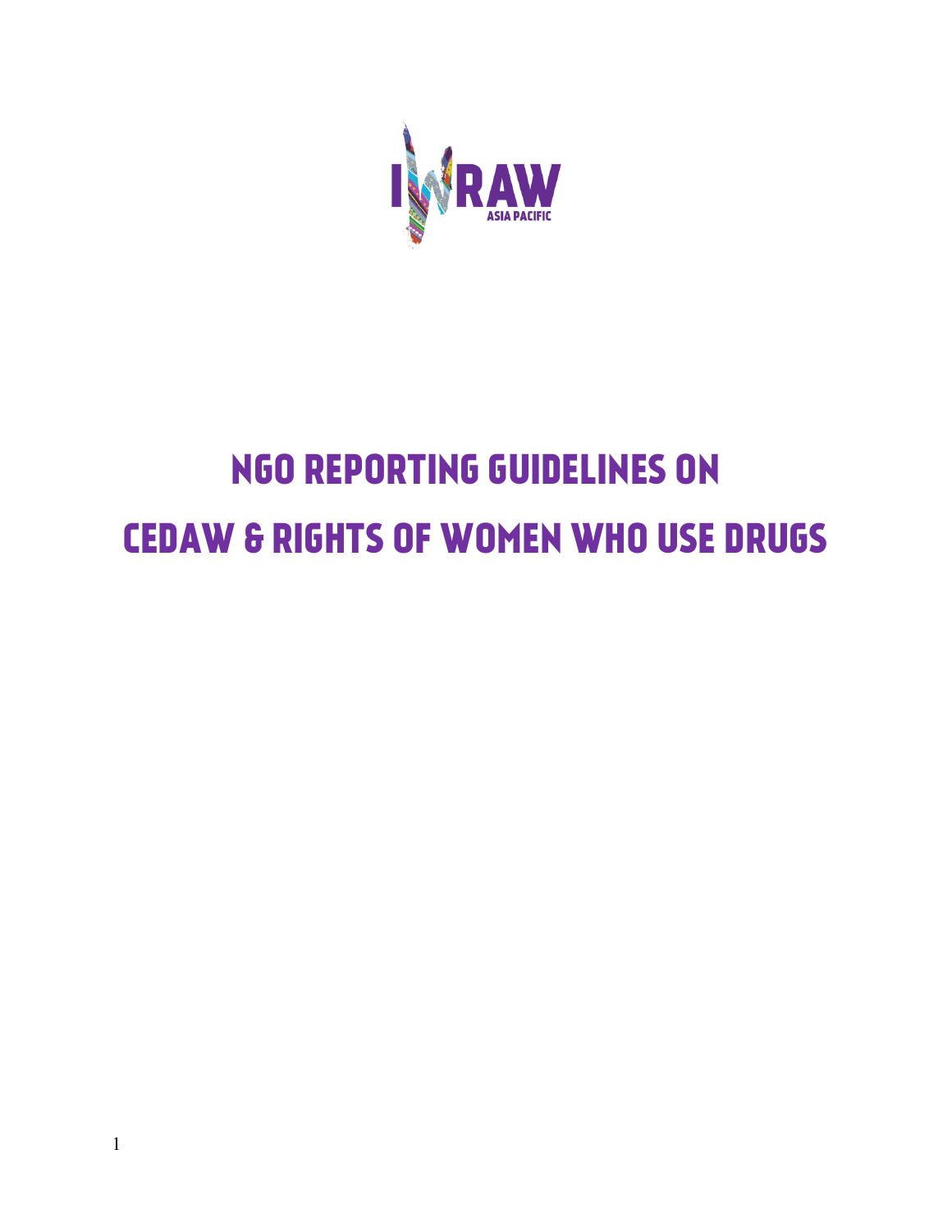IWRAW ASIA PACIFIC

# NGO REPORTING GUIDELINES ON
# CEDAW & RIGHTS OF WOMEN WHO USE DRUGS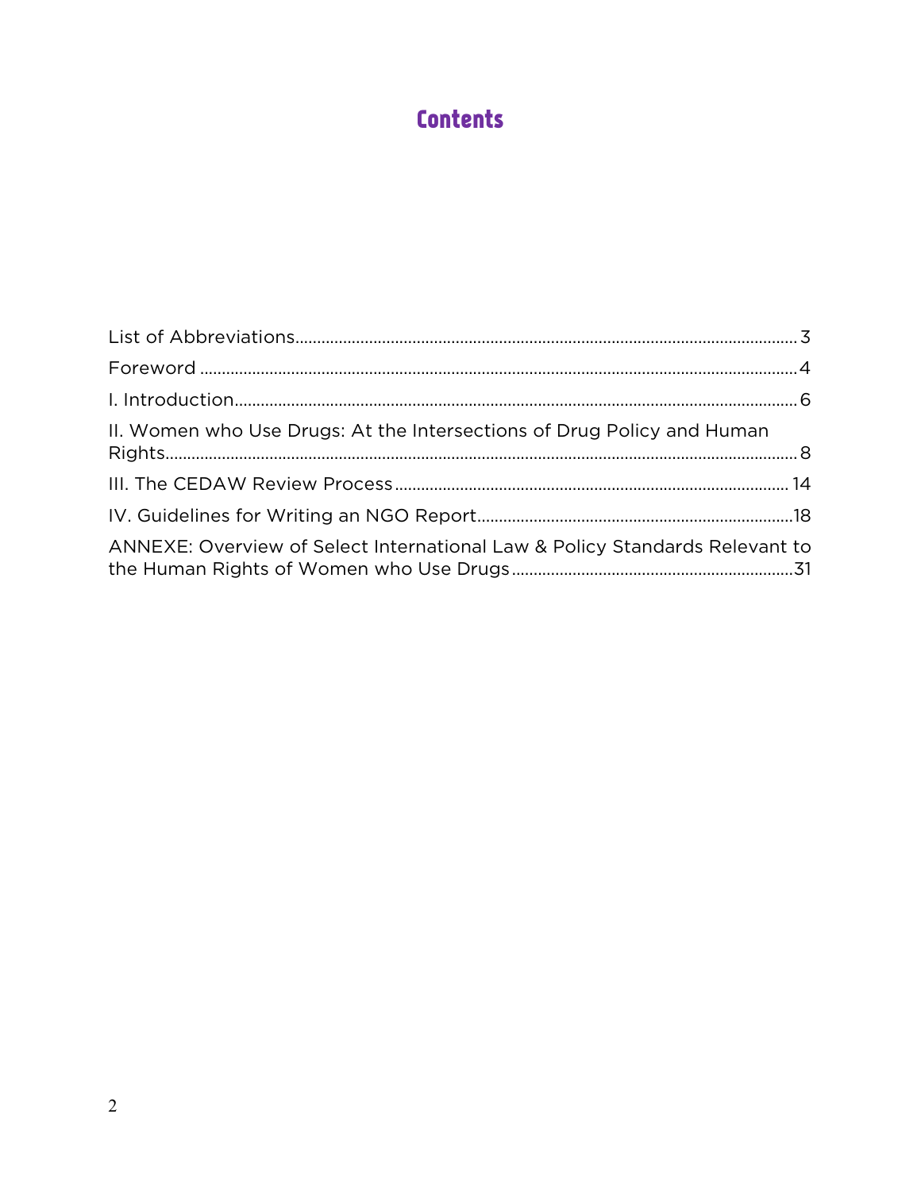# Contents

List of Abbreviations .... 3

Foreword .... 4

I. Introduction .... 6

II. Women who Use Drugs: At the Intersections of Drug Policy and Human Rights .... 8

III. The CEDAW Review Process .... 14

IV. Guidelines for Writing an NGO Report .... 18

ANNEXE: Overview of Select International Law & Policy Standards Relevant to the Human Rights of Women who Use Drugs .... 31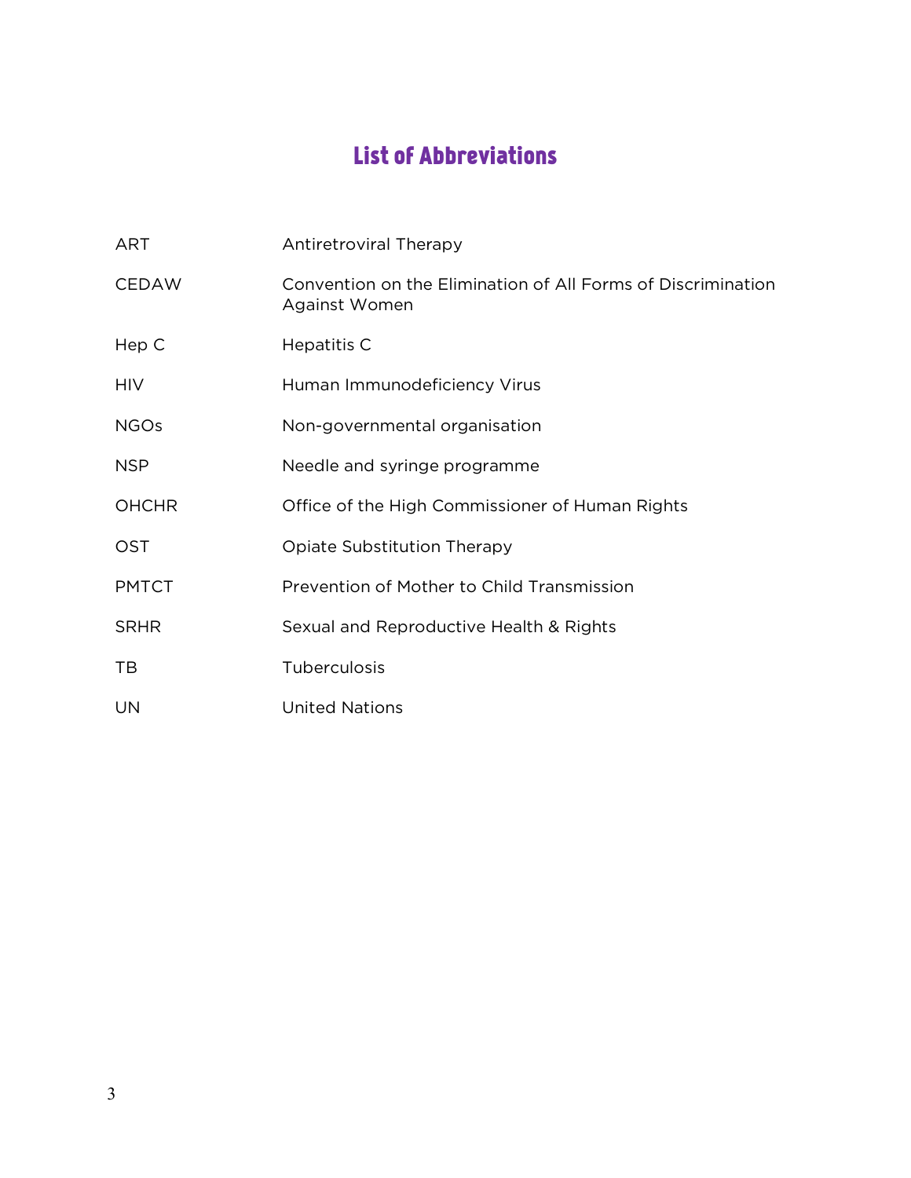# List of Abbreviations

| | |
|---|---|
| ART | Antiretroviral Therapy |
| CEDAW | Convention on the Elimination of All Forms of Discrimination Against Women |
| Hep C | Hepatitis C |
| HIV | Human Immunodeficiency Virus |
| NGOs | Non-governmental organisation |
| NSP | Needle and syringe programme |
| OHCHR | Office of the High Commissioner of Human Rights |
| OST | Opiate Substitution Therapy |
| PMTCT | Prevention of Mother to Child Transmission |
| SRHR | Sexual and Reproductive Health & Rights |
| TB | Tuberculosis |
| UN | United Nations |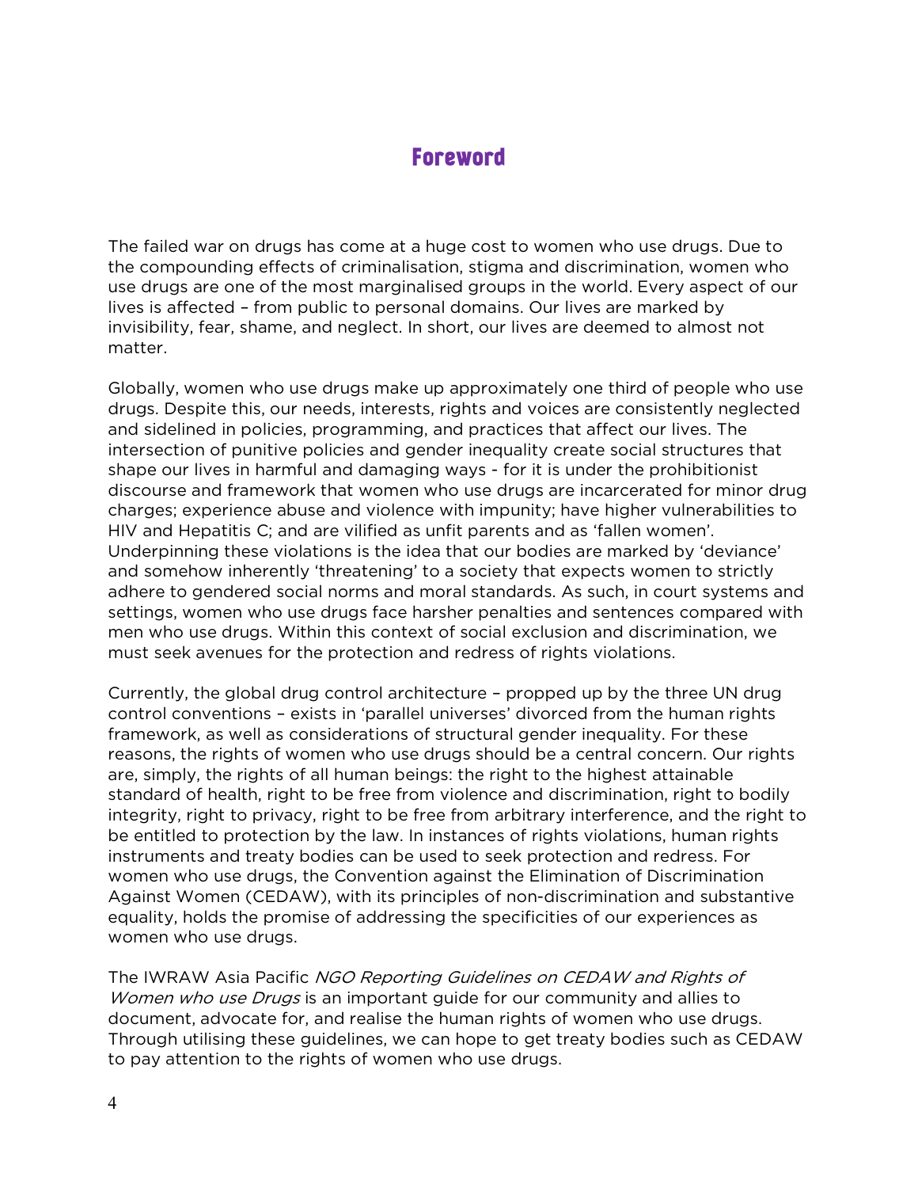# Foreword

The failed war on drugs has come at a huge cost to women who use drugs. Due to the compounding effects of criminalisation, stigma and discrimination, women who use drugs are one of the most marginalised groups in the world. Every aspect of our lives is affected – from public to personal domains. Our lives are marked by invisibility, fear, shame, and neglect. In short, our lives are deemed to almost not matter.

Globally, women who use drugs make up approximately one third of people who use drugs. Despite this, our needs, interests, rights and voices are consistently neglected and sidelined in policies, programming, and practices that affect our lives. The intersection of punitive policies and gender inequality create social structures that shape our lives in harmful and damaging ways - for it is under the prohibitionist discourse and framework that women who use drugs are incarcerated for minor drug charges; experience abuse and violence with impunity; have higher vulnerabilities to HIV and Hepatitis C; and are vilified as unfit parents and as 'fallen women'. Underpinning these violations is the idea that our bodies are marked by 'deviance' and somehow inherently 'threatening' to a society that expects women to strictly adhere to gendered social norms and moral standards. As such, in court systems and settings, women who use drugs face harsher penalties and sentences compared with men who use drugs. Within this context of social exclusion and discrimination, we must seek avenues for the protection and redress of rights violations.

Currently, the global drug control architecture – propped up by the three UN drug control conventions – exists in 'parallel universes' divorced from the human rights framework, as well as considerations of structural gender inequality. For these reasons, the rights of women who use drugs should be a central concern. Our rights are, simply, the rights of all human beings: the right to the highest attainable standard of health, right to be free from violence and discrimination, right to bodily integrity, right to privacy, right to be free from arbitrary interference, and the right to be entitled to protection by the law. In instances of rights violations, human rights instruments and treaty bodies can be used to seek protection and redress. For women who use drugs, the Convention against the Elimination of Discrimination Against Women (CEDAW), with its principles of non-discrimination and substantive equality, holds the promise of addressing the specificities of our experiences as women who use drugs.

The IWRAW Asia Pacific *NGO Reporting Guidelines on CEDAW and Rights of Women who use Drugs* is an important guide for our community and allies to document, advocate for, and realise the human rights of women who use drugs. Through utilising these guidelines, we can hope to get treaty bodies such as CEDAW to pay attention to the rights of women who use drugs.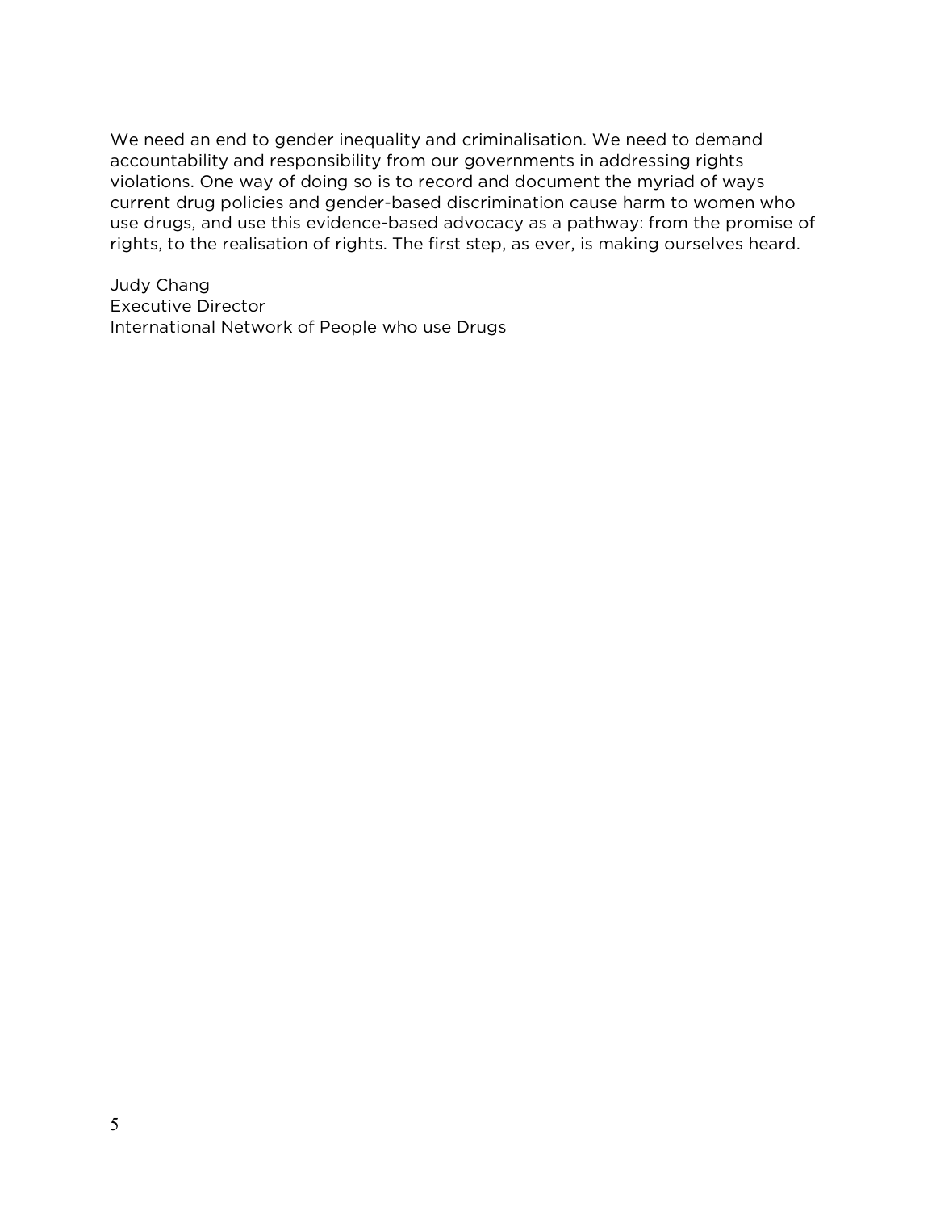We need an end to gender inequality and criminalisation. We need to demand accountability and responsibility from our governments in addressing rights violations. One way of doing so is to record and document the myriad of ways current drug policies and gender-based discrimination cause harm to women who use drugs, and use this evidence-based advocacy as a pathway: from the promise of rights, to the realisation of rights. The first step, as ever, is making ourselves heard.

Judy Chang
Executive Director
International Network of People who use Drugs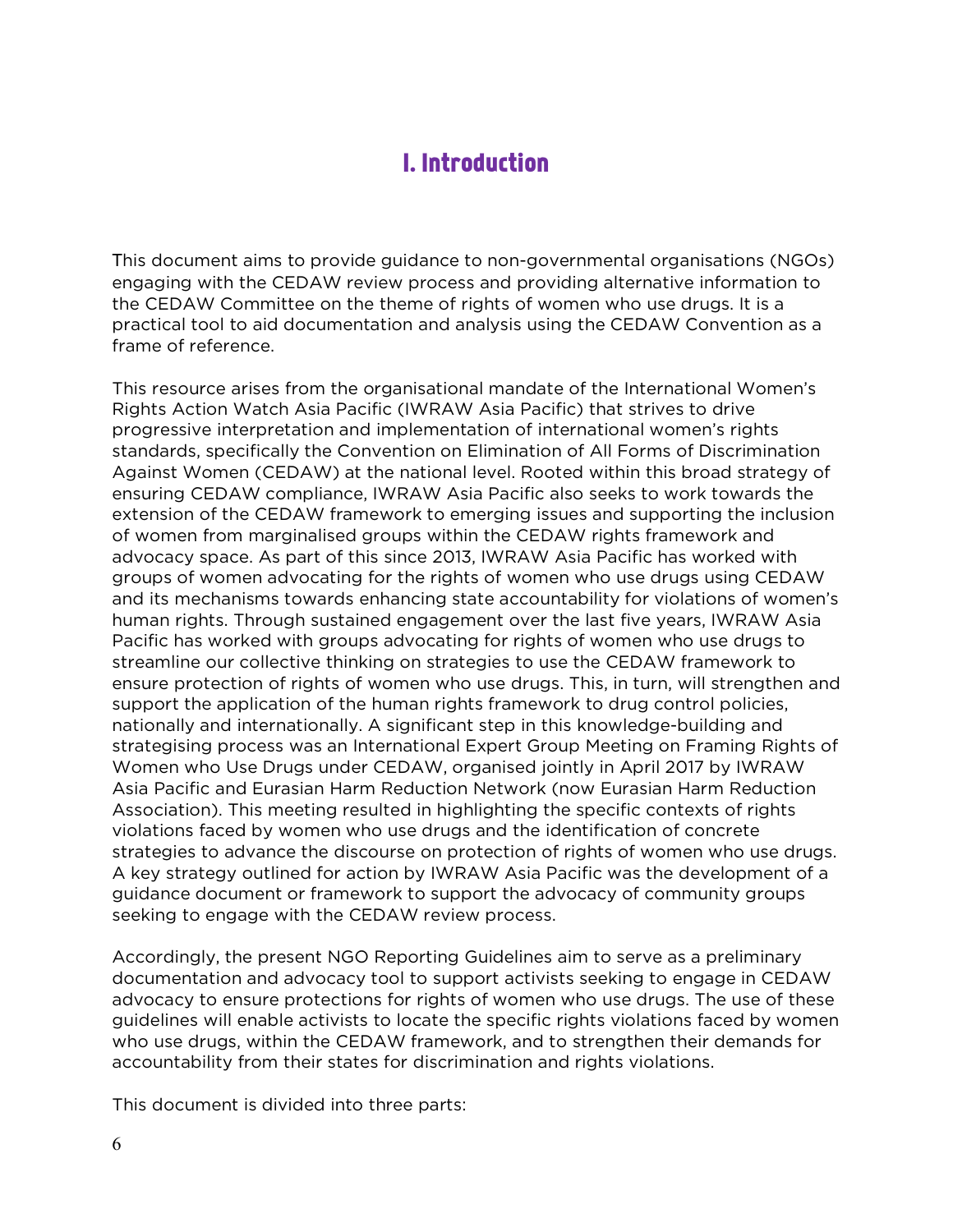# I. Introduction

This document aims to provide guidance to non-governmental organisations (NGOs) engaging with the CEDAW review process and providing alternative information to the CEDAW Committee on the theme of rights of women who use drugs. It is a practical tool to aid documentation and analysis using the CEDAW Convention as a frame of reference.

This resource arises from the organisational mandate of the International Women's Rights Action Watch Asia Pacific (IWRAW Asia Pacific) that strives to drive progressive interpretation and implementation of international women's rights standards, specifically the Convention on Elimination of All Forms of Discrimination Against Women (CEDAW) at the national level. Rooted within this broad strategy of ensuring CEDAW compliance, IWRAW Asia Pacific also seeks to work towards the extension of the CEDAW framework to emerging issues and supporting the inclusion of women from marginalised groups within the CEDAW rights framework and advocacy space. As part of this since 2013, IWRAW Asia Pacific has worked with groups of women advocating for the rights of women who use drugs using CEDAW and its mechanisms towards enhancing state accountability for violations of women's human rights. Through sustained engagement over the last five years, IWRAW Asia Pacific has worked with groups advocating for rights of women who use drugs to streamline our collective thinking on strategies to use the CEDAW framework to ensure protection of rights of women who use drugs. This, in turn, will strengthen and support the application of the human rights framework to drug control policies, nationally and internationally. A significant step in this knowledge-building and strategising process was an International Expert Group Meeting on Framing Rights of Women who Use Drugs under CEDAW, organised jointly in April 2017 by IWRAW Asia Pacific and Eurasian Harm Reduction Network (now Eurasian Harm Reduction Association). This meeting resulted in highlighting the specific contexts of rights violations faced by women who use drugs and the identification of concrete strategies to advance the discourse on protection of rights of women who use drugs. A key strategy outlined for action by IWRAW Asia Pacific was the development of a guidance document or framework to support the advocacy of community groups seeking to engage with the CEDAW review process.

Accordingly, the present NGO Reporting Guidelines aim to serve as a preliminary documentation and advocacy tool to support activists seeking to engage in CEDAW advocacy to ensure protections for rights of women who use drugs. The use of these guidelines will enable activists to locate the specific rights violations faced by women who use drugs, within the CEDAW framework, and to strengthen their demands for accountability from their states for discrimination and rights violations.

This document is divided into three parts: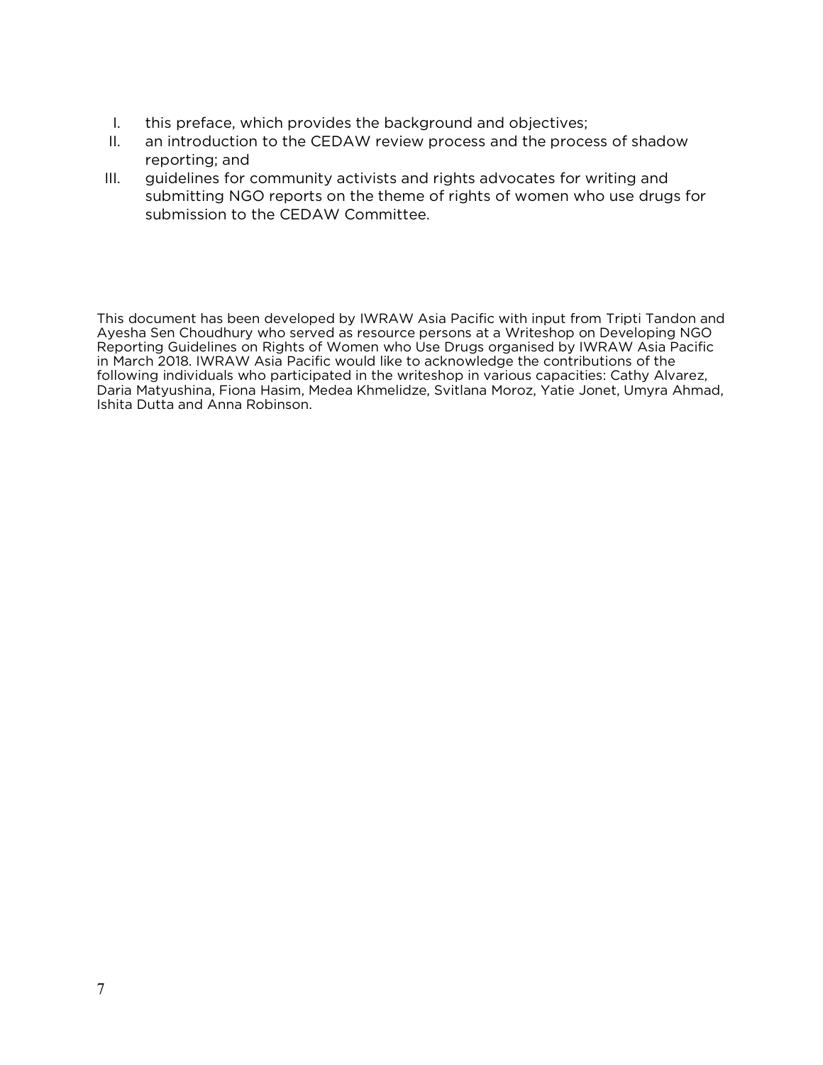I. this preface, which provides the background and objectives;
II. an introduction to the CEDAW review process and the process of shadow reporting; and
III. guidelines for community activists and rights advocates for writing and submitting NGO reports on the theme of rights of women who use drugs for submission to the CEDAW Committee.

This document has been developed by IWRAW Asia Pacific with input from Tripti Tandon and Ayesha Sen Choudhury who served as resource persons at a Writeshop on Developing NGO Reporting Guidelines on Rights of Women who Use Drugs organised by IWRAW Asia Pacific in March 2018. IWRAW Asia Pacific would like to acknowledge the contributions of the following individuals who participated in the writeshop in various capacities: Cathy Alvarez, Daria Matyushina, Fiona Hasim, Medea Khmelidze, Svitlana Moroz, Yatie Jonet, Umyra Ahmad, Ishita Dutta and Anna Robinson.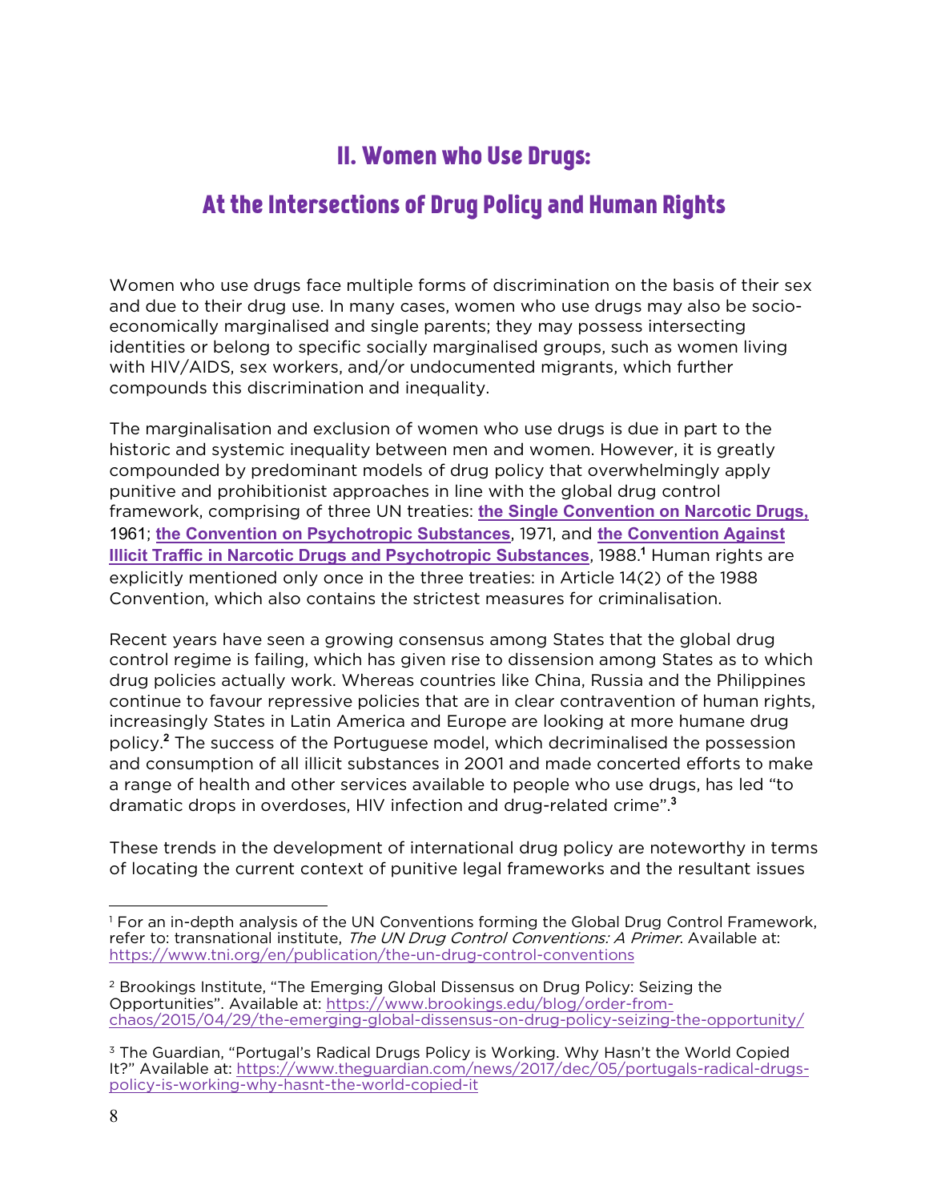# II. Women who Use Drugs:

## At the Intersections of Drug Policy and Human Rights

Women who use drugs face multiple forms of discrimination on the basis of their sex and due to their drug use. In many cases, women who use drugs may also be socio-economically marginalised and single parents; they may possess intersecting identities or belong to specific socially marginalised groups, such as women living with HIV/AIDS, sex workers, and/or undocumented migrants, which further compounds this discrimination and inequality.

The marginalisation and exclusion of women who use drugs is due in part to the historic and systemic inequality between men and women. However, it is greatly compounded by predominant models of drug policy that overwhelmingly apply punitive and prohibitionist approaches in line with the global drug control framework, comprising of three UN treaties: **the Single Convention on Narcotic Drugs,** 1961; **the Convention on Psychotropic Substances**, 1971, and **the Convention Against Illicit Traffic in Narcotic Drugs and Psychotropic Substances**, 1988.[1] Human rights are explicitly mentioned only once in the three treaties: in Article 14(2) of the 1988 Convention, which also contains the strictest measures for criminalisation.

Recent years have seen a growing consensus among States that the global drug control regime is failing, which has given rise to dissension among States as to which drug policies actually work. Whereas countries like China, Russia and the Philippines continue to favour repressive policies that are in clear contravention of human rights, increasingly States in Latin America and Europe are looking at more humane drug policy.[2] The success of the Portuguese model, which decriminalised the possession and consumption of all illicit substances in 2001 and made concerted efforts to make a range of health and other services available to people who use drugs, has led "to dramatic drops in overdoses, HIV infection and drug-related crime".[3]

These trends in the development of international drug policy are noteworthy in terms of locating the current context of punitive legal frameworks and the resultant issues

---

[1] For an in-depth analysis of the UN Conventions forming the Global Drug Control Framework, refer to: transnational institute, *The UN Drug Control Conventions: A Primer*. Available at: https://www.tni.org/en/publication/the-un-drug-control-conventions

[2] Brookings Institute, "The Emerging Global Dissensus on Drug Policy: Seizing the Opportunities". Available at: https://www.brookings.edu/blog/order-from-chaos/2015/04/29/the-emerging-global-dissensus-on-drug-policy-seizing-the-opportunity/

[3] The Guardian, "Portugal's Radical Drugs Policy is Working. Why Hasn't the World Copied It?" Available at: https://www.theguardian.com/news/2017/dec/05/portugals-radical-drugs-policy-is-working-why-hasnt-the-world-copied-it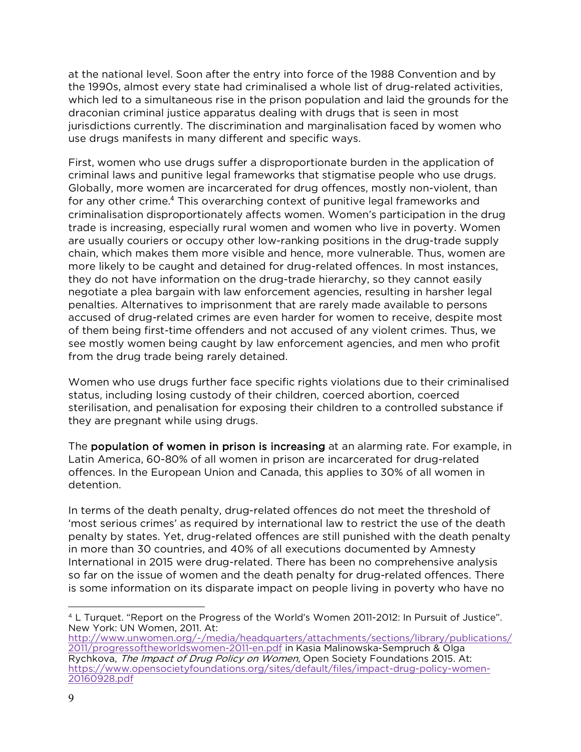at the national level. Soon after the entry into force of the 1988 Convention and by the 1990s, almost every state had criminalised a whole list of drug-related activities, which led to a simultaneous rise in the prison population and laid the grounds for the draconian criminal justice apparatus dealing with drugs that is seen in most jurisdictions currently. The discrimination and marginalisation faced by women who use drugs manifests in many different and specific ways.

First, women who use drugs suffer a disproportionate burden in the application of criminal laws and punitive legal frameworks that stigmatise people who use drugs. Globally, more women are incarcerated for drug offences, mostly non-violent, than for any other crime.[4] This overarching context of punitive legal frameworks and criminalisation disproportionately affects women. Women's participation in the drug trade is increasing, especially rural women and women who live in poverty. Women are usually couriers or occupy other low-ranking positions in the drug-trade supply chain, which makes them more visible and hence, more vulnerable. Thus, women are more likely to be caught and detained for drug-related offences. In most instances, they do not have information on the drug-trade hierarchy, so they cannot easily negotiate a plea bargain with law enforcement agencies, resulting in harsher legal penalties. Alternatives to imprisonment that are rarely made available to persons accused of drug-related crimes are even harder for women to receive, despite most of them being first-time offenders and not accused of any violent crimes. Thus, we see mostly women being caught by law enforcement agencies, and men who profit from the drug trade being rarely detained.

Women who use drugs further face specific rights violations due to their criminalised status, including losing custody of their children, coerced abortion, coerced sterilisation, and penalisation for exposing their children to a controlled substance if they are pregnant while using drugs.

The **population of women in prison is increasing** at an alarming rate. For example, in Latin America, 60-80% of all women in prison are incarcerated for drug-related offences. In the European Union and Canada, this applies to 30% of all women in detention.

In terms of the death penalty, drug-related offences do not meet the threshold of 'most serious crimes' as required by international law to restrict the use of the death penalty by states. Yet, drug-related offences are still punished with the death penalty in more than 30 countries, and 40% of all executions documented by Amnesty International in 2015 were drug-related. There has been no comprehensive analysis so far on the issue of women and the death penalty for drug-related offences. There is some information on its disparate impact on people living in poverty who have no

---

[4] L Turquet. "Report on the Progress of the World's Women 2011-2012: In Pursuit of Justice". New York: UN Women, 2011. At: http://www.unwomen.org/~/media/headquarters/attachments/sections/library/publications/2011/progressoftheworldswomen-2011-en.pdf in Kasia Malinowska-Sempruch & Olga Rychkova, *The Impact of Drug Policy on Women*, Open Society Foundations 2015. At: https://www.opensocietyfoundations.org/sites/default/files/impact-drug-policy-women-20160928.pdf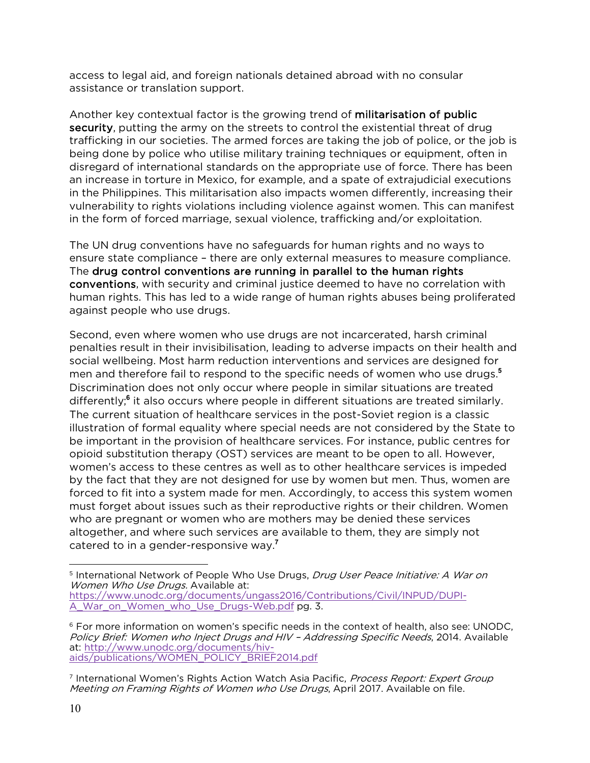access to legal aid, and foreign nationals detained abroad with no consular assistance or translation support.

Another key contextual factor is the growing trend of **militarisation of public security**, putting the army on the streets to control the existential threat of drug trafficking in our societies. The armed forces are taking the job of police, or the job is being done by police who utilise military training techniques or equipment, often in disregard of international standards on the appropriate use of force. There has been an increase in torture in Mexico, for example, and a spate of extrajudicial executions in the Philippines. This militarisation also impacts women differently, increasing their vulnerability to rights violations including violence against women. This can manifest in the form of forced marriage, sexual violence, trafficking and/or exploitation.

The UN drug conventions have no safeguards for human rights and no ways to ensure state compliance – there are only external measures to measure compliance. The **drug control conventions are running in parallel to the human rights conventions**, with security and criminal justice deemed to have no correlation with human rights. This has led to a wide range of human rights abuses being proliferated against people who use drugs.

Second, even where women who use drugs are not incarcerated, harsh criminal penalties result in their invisibilisation, leading to adverse impacts on their health and social wellbeing. Most harm reduction interventions and services are designed for men and therefore fail to respond to the specific needs of women who use drugs.[5] Discrimination does not only occur where people in similar situations are treated differently;[6] it also occurs where people in different situations are treated similarly. The current situation of healthcare services in the post-Soviet region is a classic illustration of formal equality where special needs are not considered by the State to be important in the provision of healthcare services. For instance, public centres for opioid substitution therapy (OST) services are meant to be open to all. However, women's access to these centres as well as to other healthcare services is impeded by the fact that they are not designed for use by women but men. Thus, women are forced to fit into a system made for men. Accordingly, to access this system women must forget about issues such as their reproductive rights or their children. Women who are pregnant or women who are mothers may be denied these services altogether, and where such services are available to them, they are simply not catered to in a gender-responsive way.[7]

---

[5] International Network of People Who Use Drugs, *Drug User Peace Initiative: A War on Women Who Use Drugs.* Available at: https://www.unodc.org/documents/ungass2016/Contributions/Civil/INPUD/DUPI-A_War_on_Women_who_Use_Drugs-Web.pdf pg. 3.

[6] For more information on women's specific needs in the context of health, also see: UNODC, *Policy Brief: Women who Inject Drugs and HIV – Addressing Specific Needs*, 2014. Available at: http://www.unodc.org/documents/hiv-aids/publications/WOMEN_POLICY_BRIEF2014.pdf

[7] International Women's Rights Action Watch Asia Pacific, *Process Report: Expert Group Meeting on Framing Rights of Women who Use Drugs*, April 2017. Available on file.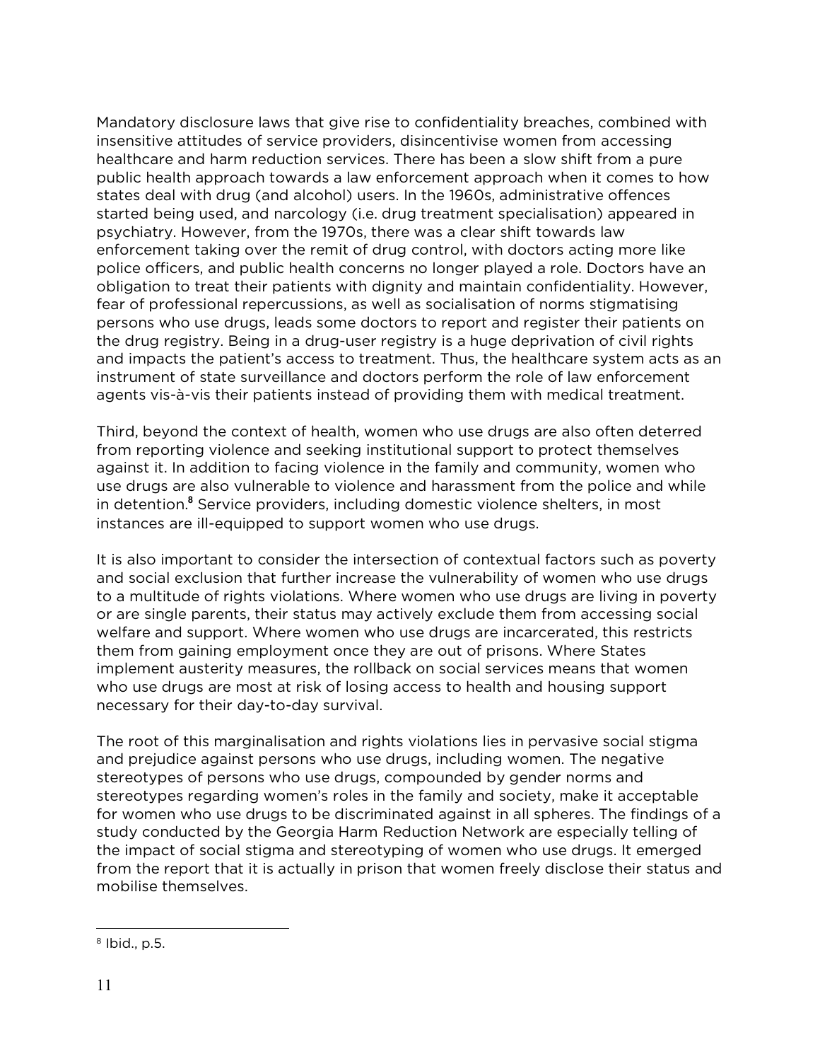Mandatory disclosure laws that give rise to confidentiality breaches, combined with insensitive attitudes of service providers, disincentivise women from accessing healthcare and harm reduction services. There has been a slow shift from a pure public health approach towards a law enforcement approach when it comes to how states deal with drug (and alcohol) users. In the 1960s, administrative offences started being used, and narcology (i.e. drug treatment specialisation) appeared in psychiatry. However, from the 1970s, there was a clear shift towards law enforcement taking over the remit of drug control, with doctors acting more like police officers, and public health concerns no longer played a role. Doctors have an obligation to treat their patients with dignity and maintain confidentiality. However, fear of professional repercussions, as well as socialisation of norms stigmatising persons who use drugs, leads some doctors to report and register their patients on the drug registry. Being in a drug-user registry is a huge deprivation of civil rights and impacts the patient's access to treatment. Thus, the healthcare system acts as an instrument of state surveillance and doctors perform the role of law enforcement agents vis-à-vis their patients instead of providing them with medical treatment.

Third, beyond the context of health, women who use drugs are also often deterred from reporting violence and seeking institutional support to protect themselves against it. In addition to facing violence in the family and community, women who use drugs are also vulnerable to violence and harassment from the police and while in detention.[8] Service providers, including domestic violence shelters, in most instances are ill-equipped to support women who use drugs.

It is also important to consider the intersection of contextual factors such as poverty and social exclusion that further increase the vulnerability of women who use drugs to a multitude of rights violations. Where women who use drugs are living in poverty or are single parents, their status may actively exclude them from accessing social welfare and support. Where women who use drugs are incarcerated, this restricts them from gaining employment once they are out of prisons. Where States implement austerity measures, the rollback on social services means that women who use drugs are most at risk of losing access to health and housing support necessary for their day-to-day survival.

The root of this marginalisation and rights violations lies in pervasive social stigma and prejudice against persons who use drugs, including women. The negative stereotypes of persons who use drugs, compounded by gender norms and stereotypes regarding women's roles in the family and society, make it acceptable for women who use drugs to be discriminated against in all spheres. The findings of a study conducted by the Georgia Harm Reduction Network are especially telling of the impact of social stigma and stereotyping of women who use drugs. It emerged from the report that it is actually in prison that women freely disclose their status and mobilise themselves.

[8] Ibid., p.5.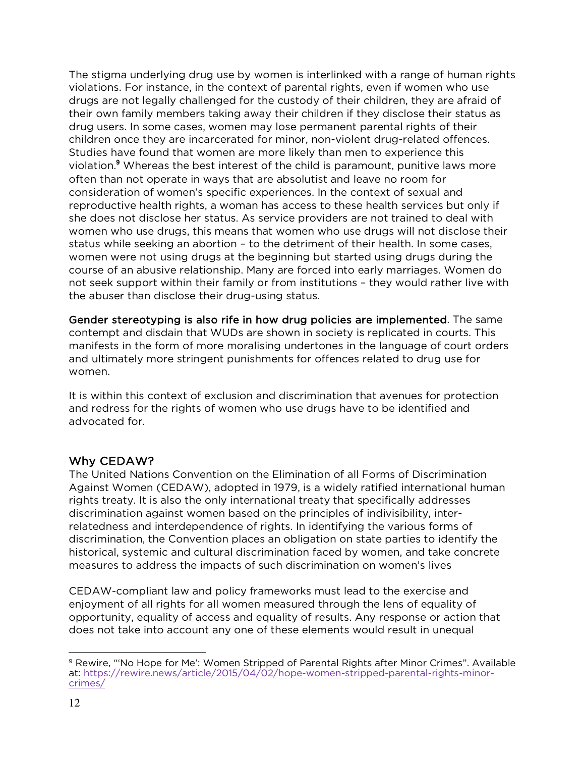The stigma underlying drug use by women is interlinked with a range of human rights violations. For instance, in the context of parental rights, even if women who use drugs are not legally challenged for the custody of their children, they are afraid of their own family members taking away their children if they disclose their status as drug users. In some cases, women may lose permanent parental rights of their children once they are incarcerated for minor, non-violent drug-related offences. Studies have found that women are more likely than men to experience this violation.[9] Whereas the best interest of the child is paramount, punitive laws more often than not operate in ways that are absolutist and leave no room for consideration of women's specific experiences. In the context of sexual and reproductive health rights, a woman has access to these health services but only if she does not disclose her status. As service providers are not trained to deal with women who use drugs, this means that women who use drugs will not disclose their status while seeking an abortion – to the detriment of their health. In some cases, women were not using drugs at the beginning but started using drugs during the course of an abusive relationship. Many are forced into early marriages. Women do not seek support within their family or from institutions – they would rather live with the abuser than disclose their drug-using status.

**Gender stereotyping is also rife in how drug policies are implemented**. The same contempt and disdain that WUDs are shown in society is replicated in courts. This manifests in the form of more moralising undertones in the language of court orders and ultimately more stringent punishments for offences related to drug use for women.

It is within this context of exclusion and discrimination that avenues for protection and redress for the rights of women who use drugs have to be identified and advocated for.

## Why CEDAW?

The United Nations Convention on the Elimination of all Forms of Discrimination Against Women (CEDAW), adopted in 1979, is a widely ratified international human rights treaty. It is also the only international treaty that specifically addresses discrimination against women based on the principles of indivisibility, inter-relatedness and interdependence of rights. In identifying the various forms of discrimination, the Convention places an obligation on state parties to identify the historical, systemic and cultural discrimination faced by women, and take concrete measures to address the impacts of such discrimination on women's lives

CEDAW-compliant law and policy frameworks must lead to the exercise and enjoyment of all rights for all women measured through the lens of equality of opportunity, equality of access and equality of results. Any response or action that does not take into account any one of these elements would result in unequal

[9] Rewire, "'No Hope for Me': Women Stripped of Parental Rights after Minor Crimes". Available at: https://rewire.news/article/2015/04/02/hope-women-stripped-parental-rights-minor-crimes/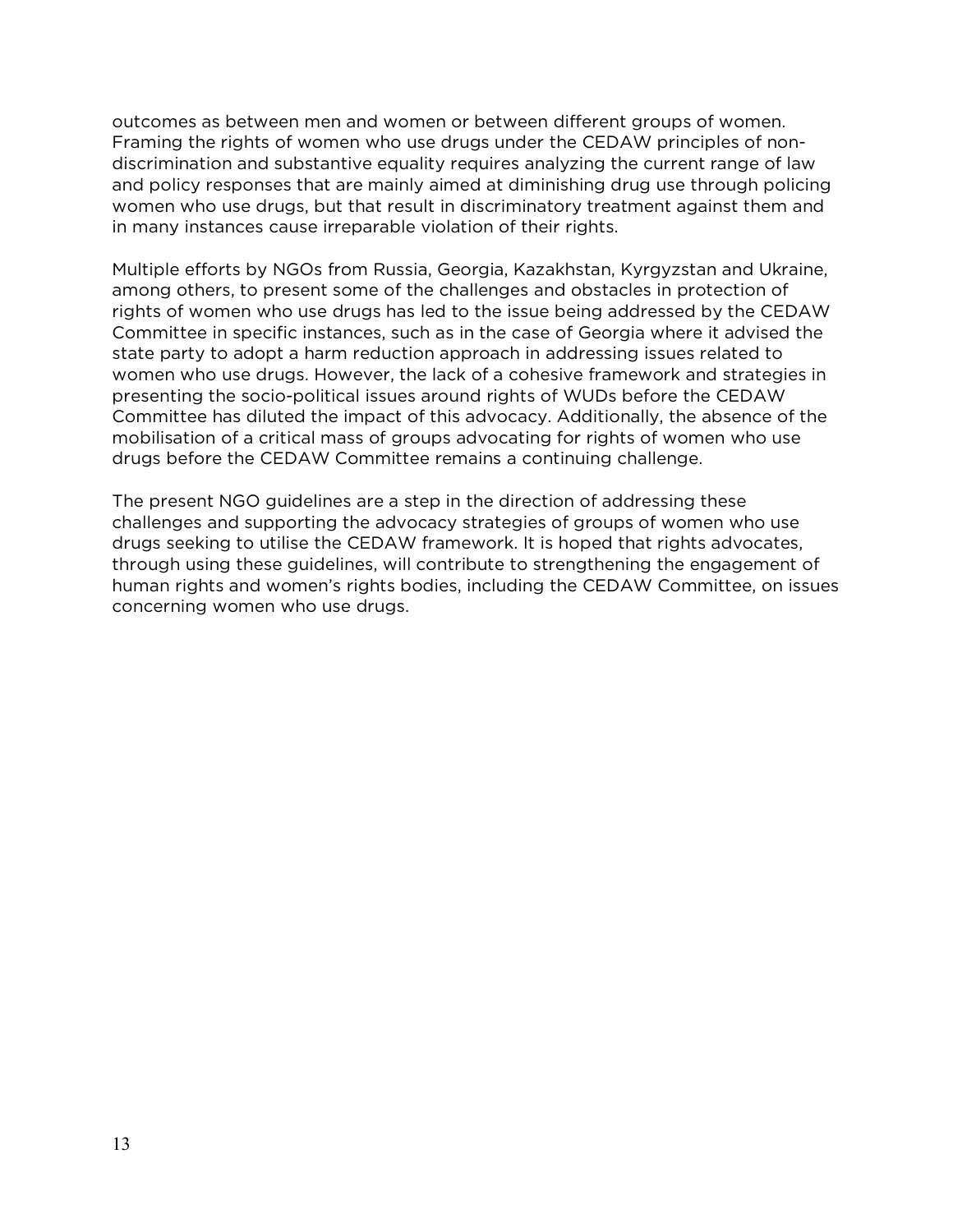outcomes as between men and women or between different groups of women. Framing the rights of women who use drugs under the CEDAW principles of non-discrimination and substantive equality requires analyzing the current range of law and policy responses that are mainly aimed at diminishing drug use through policing women who use drugs, but that result in discriminatory treatment against them and in many instances cause irreparable violation of their rights.

Multiple efforts by NGOs from Russia, Georgia, Kazakhstan, Kyrgyzstan and Ukraine, among others, to present some of the challenges and obstacles in protection of rights of women who use drugs has led to the issue being addressed by the CEDAW Committee in specific instances, such as in the case of Georgia where it advised the state party to adopt a harm reduction approach in addressing issues related to women who use drugs. However, the lack of a cohesive framework and strategies in presenting the socio-political issues around rights of WUDs before the CEDAW Committee has diluted the impact of this advocacy. Additionally, the absence of the mobilisation of a critical mass of groups advocating for rights of women who use drugs before the CEDAW Committee remains a continuing challenge.

The present NGO guidelines are a step in the direction of addressing these challenges and supporting the advocacy strategies of groups of women who use drugs seeking to utilise the CEDAW framework. It is hoped that rights advocates, through using these guidelines, will contribute to strengthening the engagement of human rights and women's rights bodies, including the CEDAW Committee, on issues concerning women who use drugs.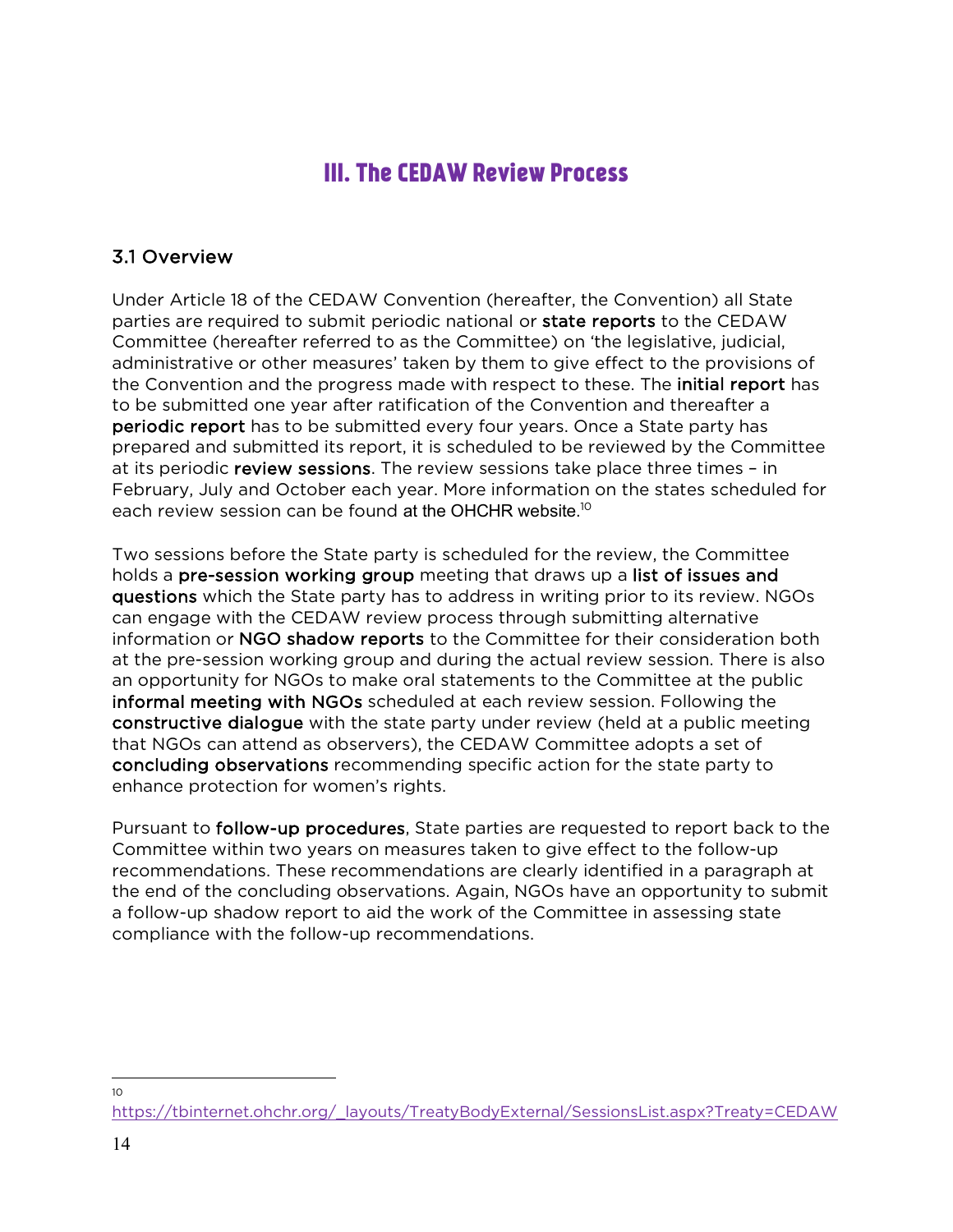# III. The CEDAW Review Process

## 3.1 Overview

Under Article 18 of the CEDAW Convention (hereafter, the Convention) all State parties are required to submit periodic national or **state reports** to the CEDAW Committee (hereafter referred to as the Committee) on 'the legislative, judicial, administrative or other measures' taken by them to give effect to the provisions of the Convention and the progress made with respect to these. The **initial report** has to be submitted one year after ratification of the Convention and thereafter a **periodic report** has to be submitted every four years. Once a State party has prepared and submitted its report, it is scheduled to be reviewed by the Committee at its periodic **review sessions**. The review sessions take place three times – in February, July and October each year. More information on the states scheduled for each review session can be found at the OHCHR website.[10]

Two sessions before the State party is scheduled for the review, the Committee holds a **pre-session working group** meeting that draws up a **list of issues and questions** which the State party has to address in writing prior to its review. NGOs can engage with the CEDAW review process through submitting alternative information or **NGO shadow reports** to the Committee for their consideration both at the pre-session working group and during the actual review session. There is also an opportunity for NGOs to make oral statements to the Committee at the public **informal meeting with NGOs** scheduled at each review session. Following the **constructive dialogue** with the state party under review (held at a public meeting that NGOs can attend as observers), the CEDAW Committee adopts a set of **concluding observations** recommending specific action for the state party to enhance protection for women's rights.

Pursuant to **follow-up procedures**, State parties are requested to report back to the Committee within two years on measures taken to give effect to the follow-up recommendations. These recommendations are clearly identified in a paragraph at the end of the concluding observations. Again, NGOs have an opportunity to submit a follow-up shadow report to aid the work of the Committee in assessing state compliance with the follow-up recommendations.

---

[10] https://tbinternet.ohchr.org/_layouts/TreatyBodyExternal/SessionsList.aspx?Treaty=CEDAW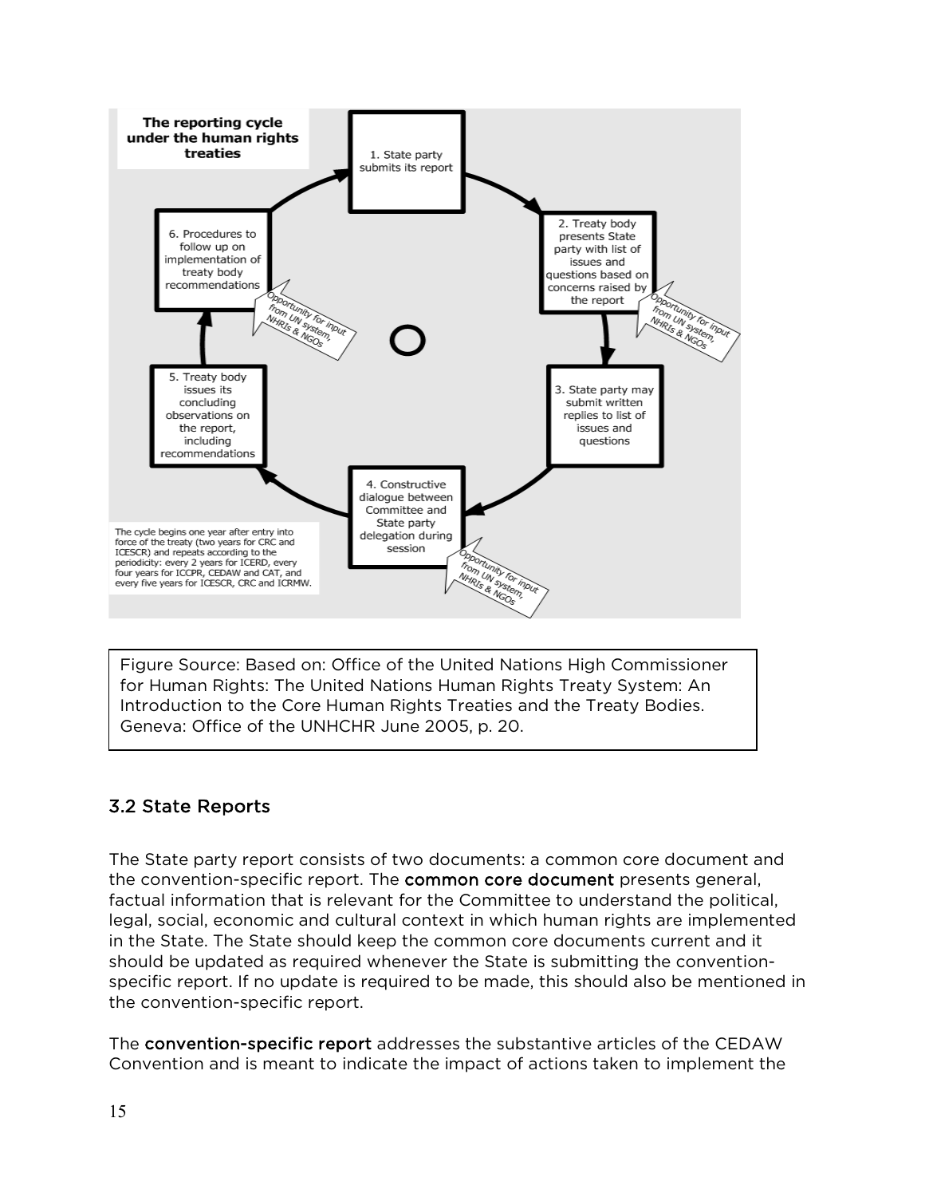**The reporting cycle under the human rights treaties**

1. State party submits its report
2. Treaty body presents State party with list of issues and questions based on concerns raised by the report
3. State party may submit written replies to list of issues and questions
4. Constructive dialogue between Committee and State party delegation during session
5. Treaty body issues its concluding observations on the report, including recommendations
6. Procedures to follow up on implementation of treaty body recommendations

Opportunity for input from UN system, NHRIs & NGOs

The cycle begins one year after entry into force of the treaty (two years for CRC and ICESCR) and repeats according to the periodicity: every 2 years for ICERD, every four years for ICCPR, CEDAW and CAT, and every five years for ICESCR, CRC and ICRMW.

Figure Source: Based on: Office of the United Nations High Commissioner for Human Rights: The United Nations Human Rights Treaty System: An Introduction to the Core Human Rights Treaties and the Treaty Bodies. Geneva: Office of the UNHCHR June 2005, p. 20.

## 3.2 State Reports

The State party report consists of two documents: a common core document and the convention-specific report. The **common core document** presents general, factual information that is relevant for the Committee to understand the political, legal, social, economic and cultural context in which human rights are implemented in the State. The State should keep the common core documents current and it should be updated as required whenever the State is submitting the convention-specific report. If no update is required to be made, this should also be mentioned in the convention-specific report.

The **convention-specific report** addresses the substantive articles of the CEDAW Convention and is meant to indicate the impact of actions taken to implement the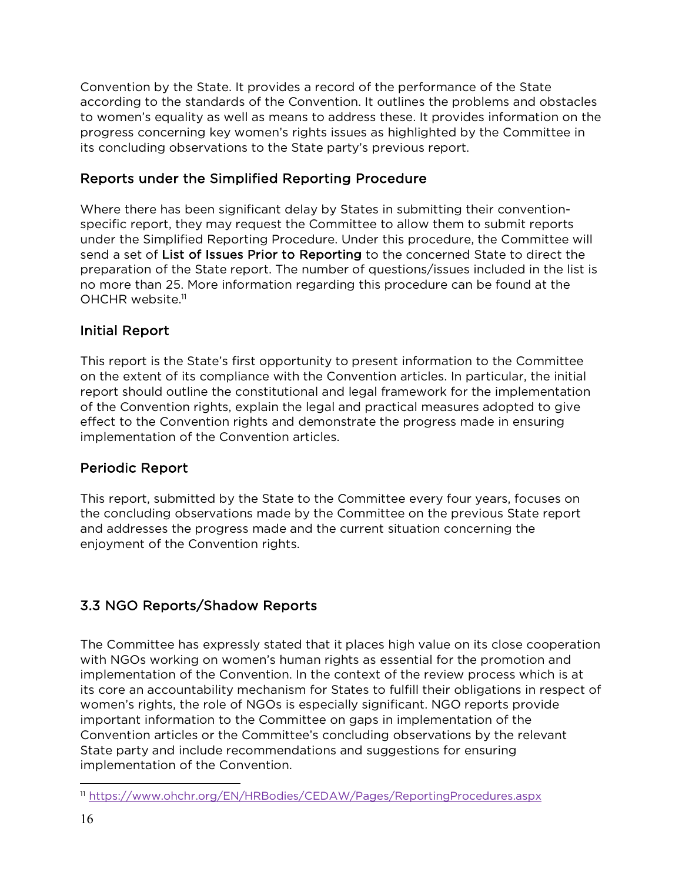Convention by the State. It provides a record of the performance of the State according to the standards of the Convention. It outlines the problems and obstacles to women's equality as well as means to address these. It provides information on the progress concerning key women's rights issues as highlighted by the Committee in its concluding observations to the State party's previous report.

### Reports under the Simplified Reporting Procedure

Where there has been significant delay by States in submitting their convention-specific report, they may request the Committee to allow them to submit reports under the Simplified Reporting Procedure. Under this procedure, the Committee will send a set of **List of Issues Prior to Reporting** to the concerned State to direct the preparation of the State report. The number of questions/issues included in the list is no more than 25. More information regarding this procedure can be found at the OHCHR website.[11]

### Initial Report

This report is the State's first opportunity to present information to the Committee on the extent of its compliance with the Convention articles. In particular, the initial report should outline the constitutional and legal framework for the implementation of the Convention rights, explain the legal and practical measures adopted to give effect to the Convention rights and demonstrate the progress made in ensuring implementation of the Convention articles.

### Periodic Report

This report, submitted by the State to the Committee every four years, focuses on the concluding observations made by the Committee on the previous State report and addresses the progress made and the current situation concerning the enjoyment of the Convention rights.

## 3.3 NGO Reports/Shadow Reports

The Committee has expressly stated that it places high value on its close cooperation with NGOs working on women's human rights as essential for the promotion and implementation of the Convention. In the context of the review process which is at its core an accountability mechanism for States to fulfill their obligations in respect of women's rights, the role of NGOs is especially significant. NGO reports provide important information to the Committee on gaps in implementation of the Convention articles or the Committee's concluding observations by the relevant State party and include recommendations and suggestions for ensuring implementation of the Convention.

---

[11] https://www.ohchr.org/EN/HRBodies/CEDAW/Pages/ReportingProcedures.aspx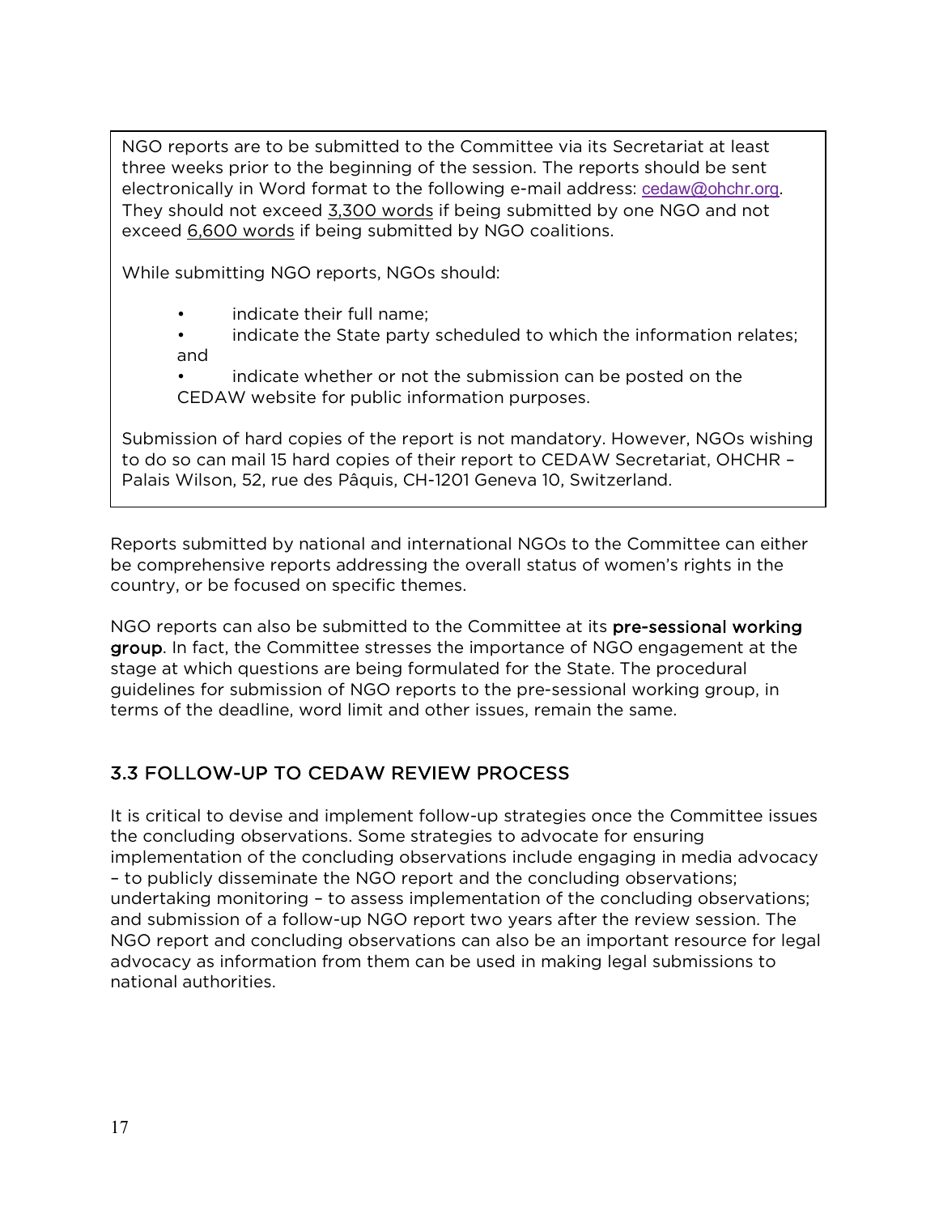NGO reports are to be submitted to the Committee via its Secretariat at least three weeks prior to the beginning of the session. The reports should be sent electronically in Word format to the following e-mail address: cedaw@ohchr.org. They should not exceed 3,300 words if being submitted by one NGO and not exceed 6,600 words if being submitted by NGO coalitions.

While submitting NGO reports, NGOs should:

- indicate their full name;
- indicate the State party scheduled to which the information relates; and
- indicate whether or not the submission can be posted on the CEDAW website for public information purposes.

Submission of hard copies of the report is not mandatory. However, NGOs wishing to do so can mail 15 hard copies of their report to CEDAW Secretariat, OHCHR – Palais Wilson, 52, rue des Pâquis, CH-1201 Geneva 10, Switzerland.

Reports submitted by national and international NGOs to the Committee can either be comprehensive reports addressing the overall status of women's rights in the country, or be focused on specific themes.

NGO reports can also be submitted to the Committee at its **pre-sessional working group**. In fact, the Committee stresses the importance of NGO engagement at the stage at which questions are being formulated for the State. The procedural guidelines for submission of NGO reports to the pre-sessional working group, in terms of the deadline, word limit and other issues, remain the same.

## 3.3 FOLLOW-UP TO CEDAW REVIEW PROCESS

It is critical to devise and implement follow-up strategies once the Committee issues the concluding observations. Some strategies to advocate for ensuring implementation of the concluding observations include engaging in media advocacy – to publicly disseminate the NGO report and the concluding observations; undertaking monitoring – to assess implementation of the concluding observations; and submission of a follow-up NGO report two years after the review session. The NGO report and concluding observations can also be an important resource for legal advocacy as information from them can be used in making legal submissions to national authorities.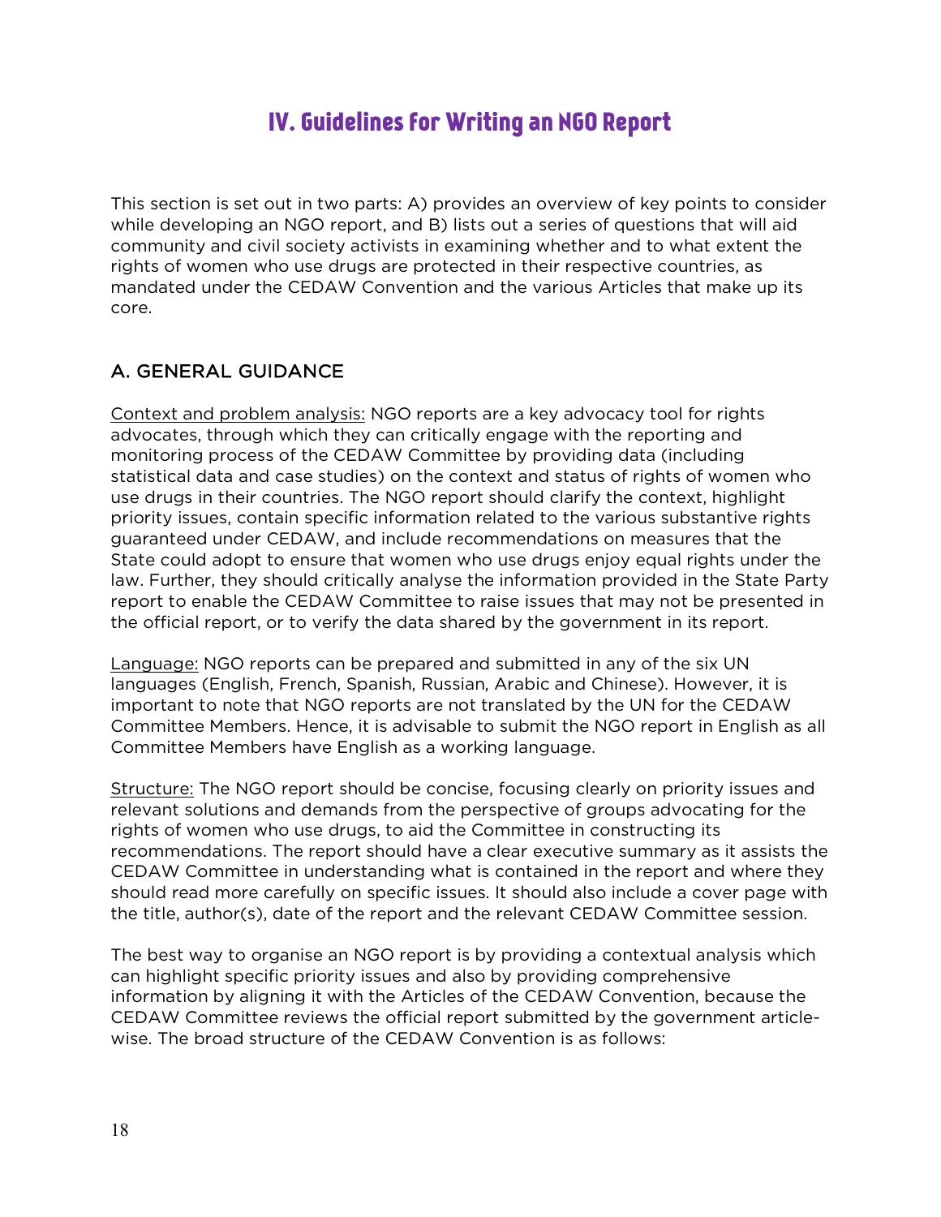# IV. Guidelines for Writing an NGO Report

This section is set out in two parts: A) provides an overview of key points to consider while developing an NGO report, and B) lists out a series of questions that will aid community and civil society activists in examining whether and to what extent the rights of women who use drugs are protected in their respective countries, as mandated under the CEDAW Convention and the various Articles that make up its core.

## A. GENERAL GUIDANCE

Context and problem analysis: NGO reports are a key advocacy tool for rights advocates, through which they can critically engage with the reporting and monitoring process of the CEDAW Committee by providing data (including statistical data and case studies) on the context and status of rights of women who use drugs in their countries. The NGO report should clarify the context, highlight priority issues, contain specific information related to the various substantive rights guaranteed under CEDAW, and include recommendations on measures that the State could adopt to ensure that women who use drugs enjoy equal rights under the law. Further, they should critically analyse the information provided in the State Party report to enable the CEDAW Committee to raise issues that may not be presented in the official report, or to verify the data shared by the government in its report.

Language: NGO reports can be prepared and submitted in any of the six UN languages (English, French, Spanish, Russian, Arabic and Chinese). However, it is important to note that NGO reports are not translated by the UN for the CEDAW Committee Members. Hence, it is advisable to submit the NGO report in English as all Committee Members have English as a working language.

Structure: The NGO report should be concise, focusing clearly on priority issues and relevant solutions and demands from the perspective of groups advocating for the rights of women who use drugs, to aid the Committee in constructing its recommendations. The report should have a clear executive summary as it assists the CEDAW Committee in understanding what is contained in the report and where they should read more carefully on specific issues. It should also include a cover page with the title, author(s), date of the report and the relevant CEDAW Committee session.

The best way to organise an NGO report is by providing a contextual analysis which can highlight specific priority issues and also by providing comprehensive information by aligning it with the Articles of the CEDAW Convention, because the CEDAW Committee reviews the official report submitted by the government article-wise. The broad structure of the CEDAW Convention is as follows: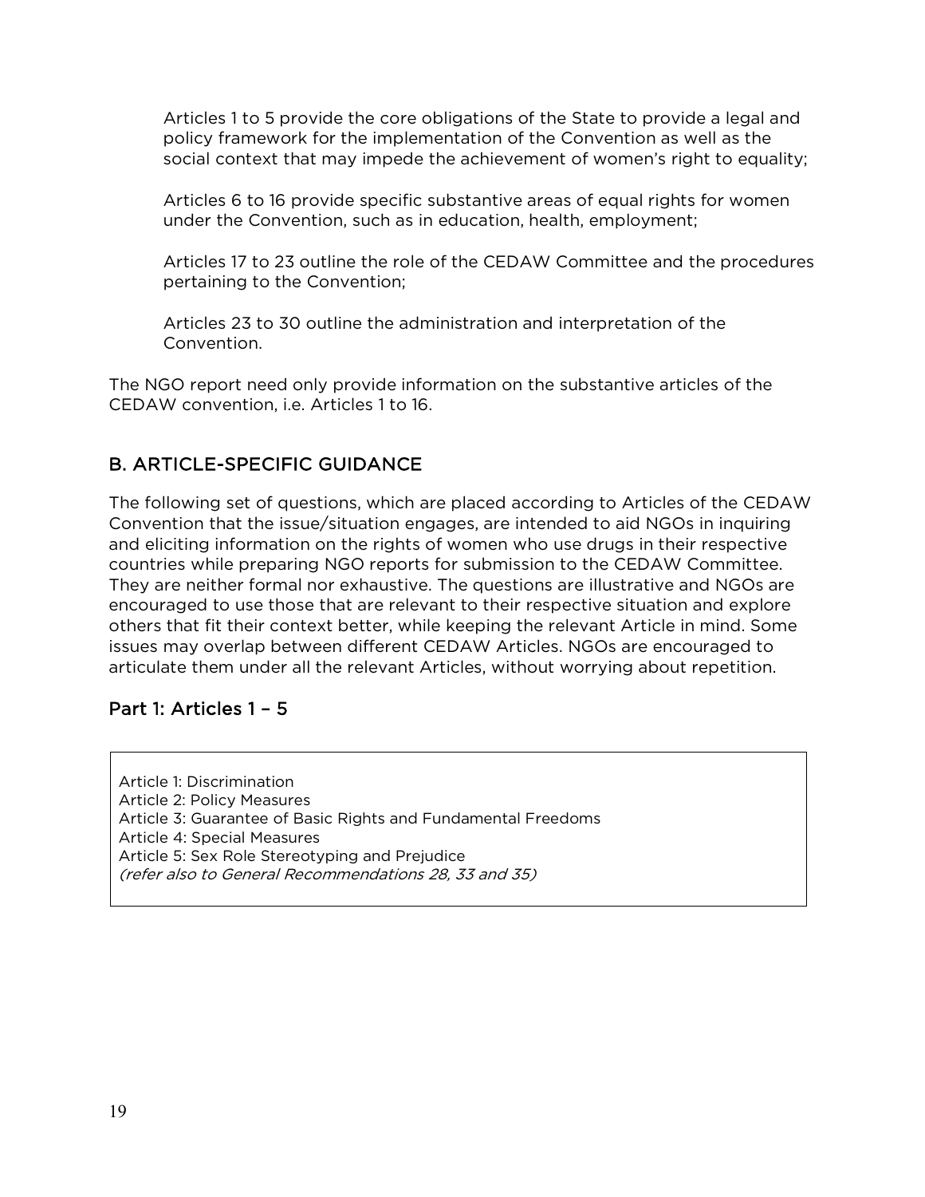Articles 1 to 5 provide the core obligations of the State to provide a legal and policy framework for the implementation of the Convention as well as the social context that may impede the achievement of women's right to equality;

Articles 6 to 16 provide specific substantive areas of equal rights for women under the Convention, such as in education, health, employment;

Articles 17 to 23 outline the role of the CEDAW Committee and the procedures pertaining to the Convention;

Articles 23 to 30 outline the administration and interpretation of the Convention.

The NGO report need only provide information on the substantive articles of the CEDAW convention, i.e. Articles 1 to 16.

## B. ARTICLE-SPECIFIC GUIDANCE

The following set of questions, which are placed according to Articles of the CEDAW Convention that the issue/situation engages, are intended to aid NGOs in inquiring and eliciting information on the rights of women who use drugs in their respective countries while preparing NGO reports for submission to the CEDAW Committee. They are neither formal nor exhaustive. The questions are illustrative and NGOs are encouraged to use those that are relevant to their respective situation and explore others that fit their context better, while keeping the relevant Article in mind. Some issues may overlap between different CEDAW Articles. NGOs are encouraged to articulate them under all the relevant Articles, without worrying about repetition.

### Part 1: Articles 1 – 5

Article 1: Discrimination
Article 2: Policy Measures
Article 3: Guarantee of Basic Rights and Fundamental Freedoms
Article 4: Special Measures
Article 5: Sex Role Stereotyping and Prejudice
*(refer also to General Recommendations 28, 33 and 35)*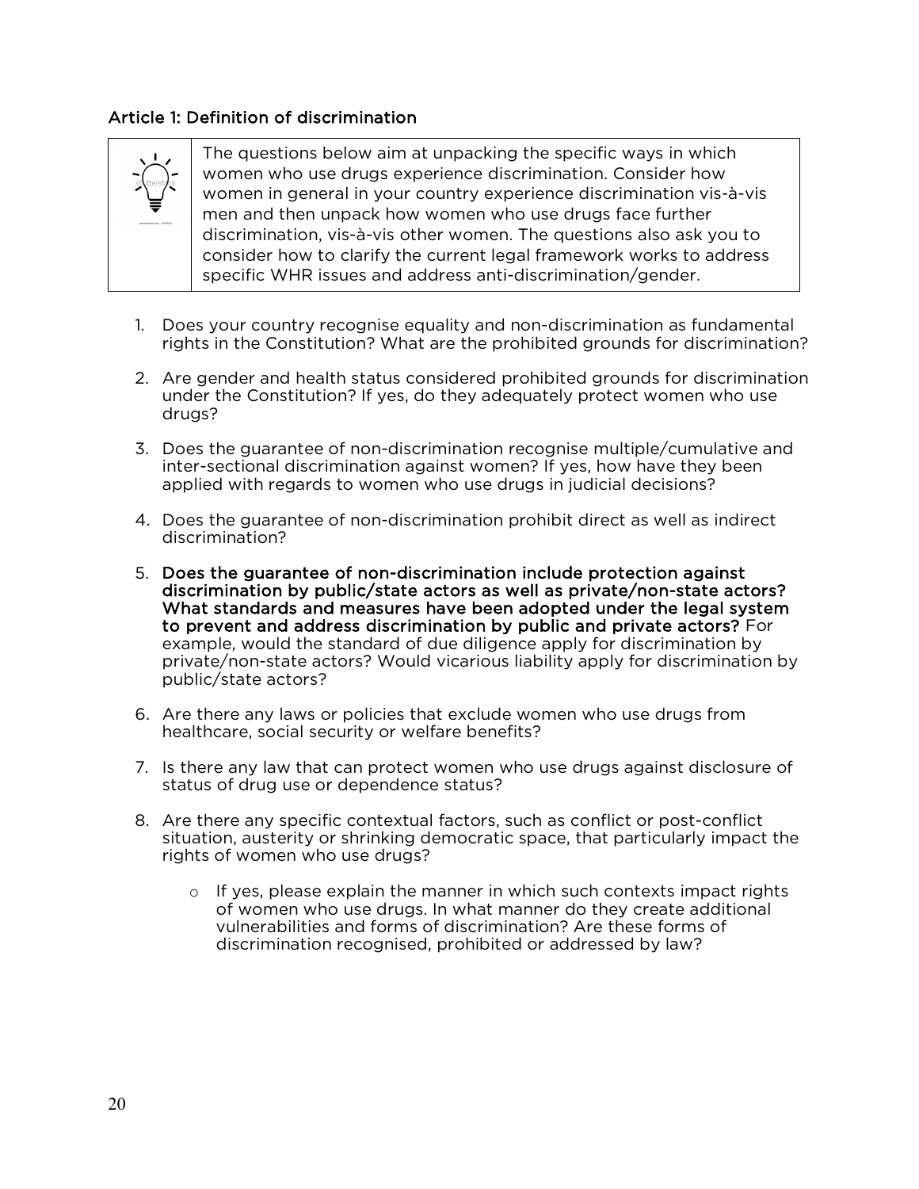### Article 1: Definition of discrimination

The questions below aim at unpacking the specific ways in which women who use drugs experience discrimination. Consider how women in general in your country experience discrimination vis-à-vis men and then unpack how women who use drugs face further discrimination, vis-à-vis other women. The questions also ask you to consider how to clarify the current legal framework works to address specific WHR issues and address anti-discrimination/gender.

1. Does your country recognise equality and non-discrimination as fundamental rights in the Constitution? What are the prohibited grounds for discrimination?

2. Are gender and health status considered prohibited grounds for discrimination under the Constitution? If yes, do they adequately protect women who use drugs?

3. Does the guarantee of non-discrimination recognise multiple/cumulative and inter-sectional discrimination against women? If yes, how have they been applied with regards to women who use drugs in judicial decisions?

4. Does the guarantee of non-discrimination prohibit direct as well as indirect discrimination?

5. **Does the guarantee of non-discrimination include protection against discrimination by public/state actors as well as private/non-state actors? What standards and measures have been adopted under the legal system to prevent and address discrimination by public and private actors?** For example, would the standard of due diligence apply for discrimination by private/non-state actors? Would vicarious liability apply for discrimination by public/state actors?

6. Are there any laws or policies that exclude women who use drugs from healthcare, social security or welfare benefits?

7. Is there any law that can protect women who use drugs against disclosure of status of drug use or dependence status?

8. Are there any specific contextual factors, such as conflict or post-conflict situation, austerity or shrinking democratic space, that particularly impact the rights of women who use drugs?

    - If yes, please explain the manner in which such contexts impact rights of women who use drugs. In what manner do they create additional vulnerabilities and forms of discrimination? Are these forms of discrimination recognised, prohibited or addressed by law?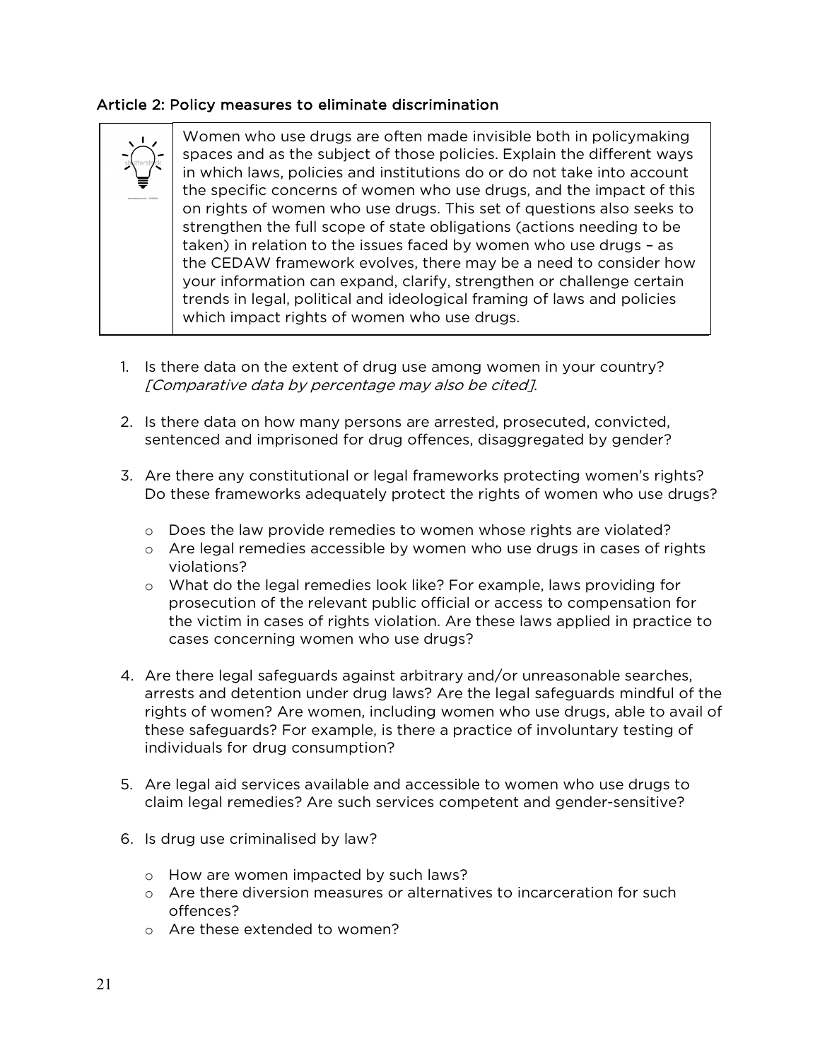### Article 2: Policy measures to eliminate discrimination

> Women who use drugs are often made invisible both in policymaking spaces and as the subject of those policies. Explain the different ways in which laws, policies and institutions do or do not take into account the specific concerns of women who use drugs, and the impact of this on rights of women who use drugs. This set of questions also seeks to strengthen the full scope of state obligations (actions needing to be taken) in relation to the issues faced by women who use drugs – as the CEDAW framework evolves, there may be a need to consider how your information can expand, clarify, strengthen or challenge certain trends in legal, political and ideological framing of laws and policies which impact rights of women who use drugs.

1. Is there data on the extent of drug use among women in your country? *[Comparative data by percentage may also be cited]*.

2. Is there data on how many persons are arrested, prosecuted, convicted, sentenced and imprisoned for drug offences, disaggregated by gender?

3. Are there any constitutional or legal frameworks protecting women's rights? Do these frameworks adequately protect the rights of women who use drugs?

    - Does the law provide remedies to women whose rights are violated?
    - Are legal remedies accessible by women who use drugs in cases of rights violations?
    - What do the legal remedies look like? For example, laws providing for prosecution of the relevant public official or access to compensation for the victim in cases of rights violation. Are these laws applied in practice to cases concerning women who use drugs?

4. Are there legal safeguards against arbitrary and/or unreasonable searches, arrests and detention under drug laws? Are the legal safeguards mindful of the rights of women? Are women, including women who use drugs, able to avail of these safeguards? For example, is there a practice of involuntary testing of individuals for drug consumption?

5. Are legal aid services available and accessible to women who use drugs to claim legal remedies? Are such services competent and gender-sensitive?

6. Is drug use criminalised by law?

    - How are women impacted by such laws?
    - Are there diversion measures or alternatives to incarceration for such offences?
    - Are these extended to women?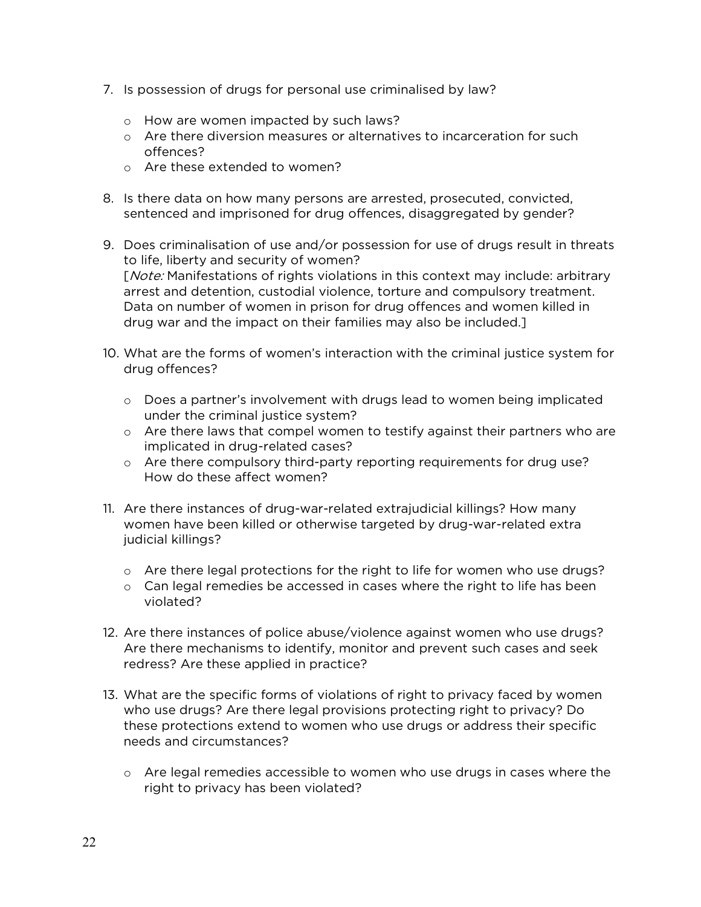7. Is possession of drugs for personal use criminalised by law?
   - How are women impacted by such laws?
   - Are there diversion measures or alternatives to incarceration for such offences?
   - Are these extended to women?

8. Is there data on how many persons are arrested, prosecuted, convicted, sentenced and imprisoned for drug offences, disaggregated by gender?

9. Does criminalisation of use and/or possession for use of drugs result in threats to life, liberty and security of women?
   [*Note:* Manifestations of rights violations in this context may include: arbitrary arrest and detention, custodial violence, torture and compulsory treatment. Data on number of women in prison for drug offences and women killed in drug war and the impact on their families may also be included.]

10. What are the forms of women's interaction with the criminal justice system for drug offences?
    - Does a partner's involvement with drugs lead to women being implicated under the criminal justice system?
    - Are there laws that compel women to testify against their partners who are implicated in drug-related cases?
    - Are there compulsory third-party reporting requirements for drug use? How do these affect women?

11. Are there instances of drug-war-related extrajudicial killings? How many women have been killed or otherwise targeted by drug-war-related extra judicial killings?
    - Are there legal protections for the right to life for women who use drugs?
    - Can legal remedies be accessed in cases where the right to life has been violated?

12. Are there instances of police abuse/violence against women who use drugs? Are there mechanisms to identify, monitor and prevent such cases and seek redress? Are these applied in practice?

13. What are the specific forms of violations of right to privacy faced by women who use drugs? Are there legal provisions protecting right to privacy? Do these protections extend to women who use drugs or address their specific needs and circumstances?
    - Are legal remedies accessible to women who use drugs in cases where the right to privacy has been violated?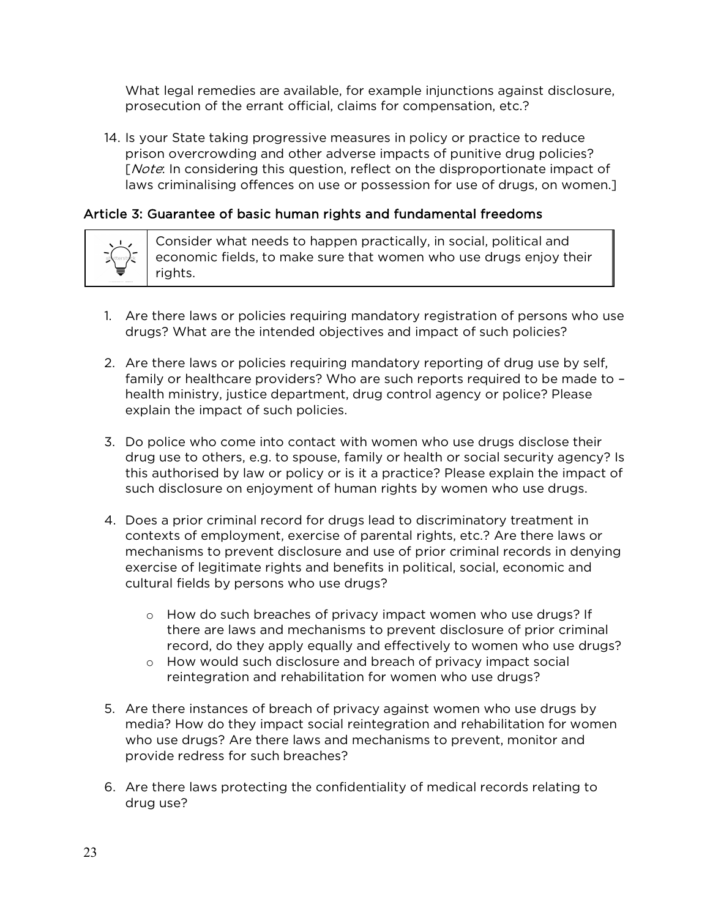What legal remedies are available, for example injunctions against disclosure, prosecution of the errant official, claims for compensation, etc.?

14. Is your State taking progressive measures in policy or practice to reduce prison overcrowding and other adverse impacts of punitive drug policies? [*Note*: In considering this question, reflect on the disproportionate impact of laws criminalising offences on use or possession for use of drugs, on women.]

### Article 3: Guarantee of basic human rights and fundamental freedoms

> Consider what needs to happen practically, in social, political and economic fields, to make sure that women who use drugs enjoy their rights.

1. Are there laws or policies requiring mandatory registration of persons who use drugs? What are the intended objectives and impact of such policies?

2. Are there laws or policies requiring mandatory reporting of drug use by self, family or healthcare providers? Who are such reports required to be made to – health ministry, justice department, drug control agency or police? Please explain the impact of such policies.

3. Do police who come into contact with women who use drugs disclose their drug use to others, e.g. to spouse, family or health or social security agency? Is this authorised by law or policy or is it a practice? Please explain the impact of such disclosure on enjoyment of human rights by women who use drugs.

4. Does a prior criminal record for drugs lead to discriminatory treatment in contexts of employment, exercise of parental rights, etc.? Are there laws or mechanisms to prevent disclosure and use of prior criminal records in denying exercise of legitimate rights and benefits in political, social, economic and cultural fields by persons who use drugs?

    - How do such breaches of privacy impact women who use drugs? If there are laws and mechanisms to prevent disclosure of prior criminal record, do they apply equally and effectively to women who use drugs?
    - How would such disclosure and breach of privacy impact social reintegration and rehabilitation for women who use drugs?

5. Are there instances of breach of privacy against women who use drugs by media? How do they impact social reintegration and rehabilitation for women who use drugs? Are there laws and mechanisms to prevent, monitor and provide redress for such breaches?

6. Are there laws protecting the confidentiality of medical records relating to drug use?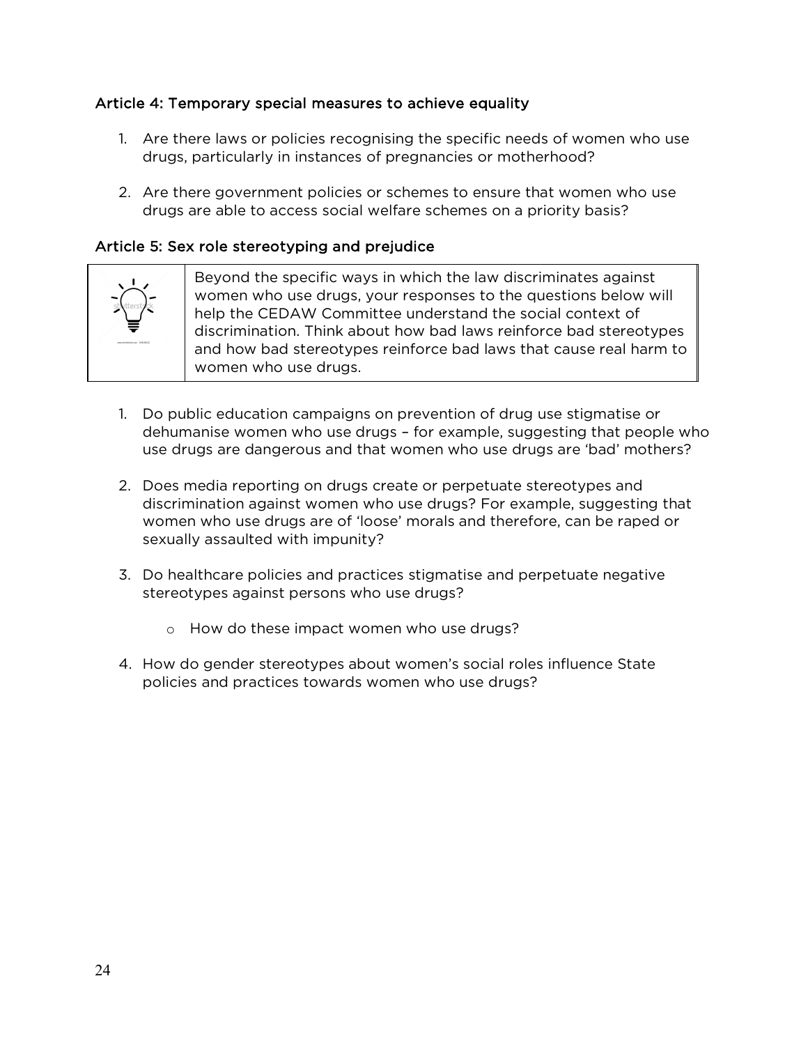### Article 4: Temporary special measures to achieve equality

1. Are there laws or policies recognising the specific needs of women who use drugs, particularly in instances of pregnancies or motherhood?

2. Are there government policies or schemes to ensure that women who use drugs are able to access social welfare schemes on a priority basis?

### Article 5: Sex role stereotyping and prejudice

> Beyond the specific ways in which the law discriminates against women who use drugs, your responses to the questions below will help the CEDAW Committee understand the social context of discrimination. Think about how bad laws reinforce bad stereotypes and how bad stereotypes reinforce bad laws that cause real harm to women who use drugs.

1. Do public education campaigns on prevention of drug use stigmatise or dehumanise women who use drugs – for example, suggesting that people who use drugs are dangerous and that women who use drugs are 'bad' mothers?

2. Does media reporting on drugs create or perpetuate stereotypes and discrimination against women who use drugs? For example, suggesting that women who use drugs are of 'loose' morals and therefore, can be raped or sexually assaulted with impunity?

3. Do healthcare policies and practices stigmatise and perpetuate negative stereotypes against persons who use drugs?
   - How do these impact women who use drugs?

4. How do gender stereotypes about women's social roles influence State policies and practices towards women who use drugs?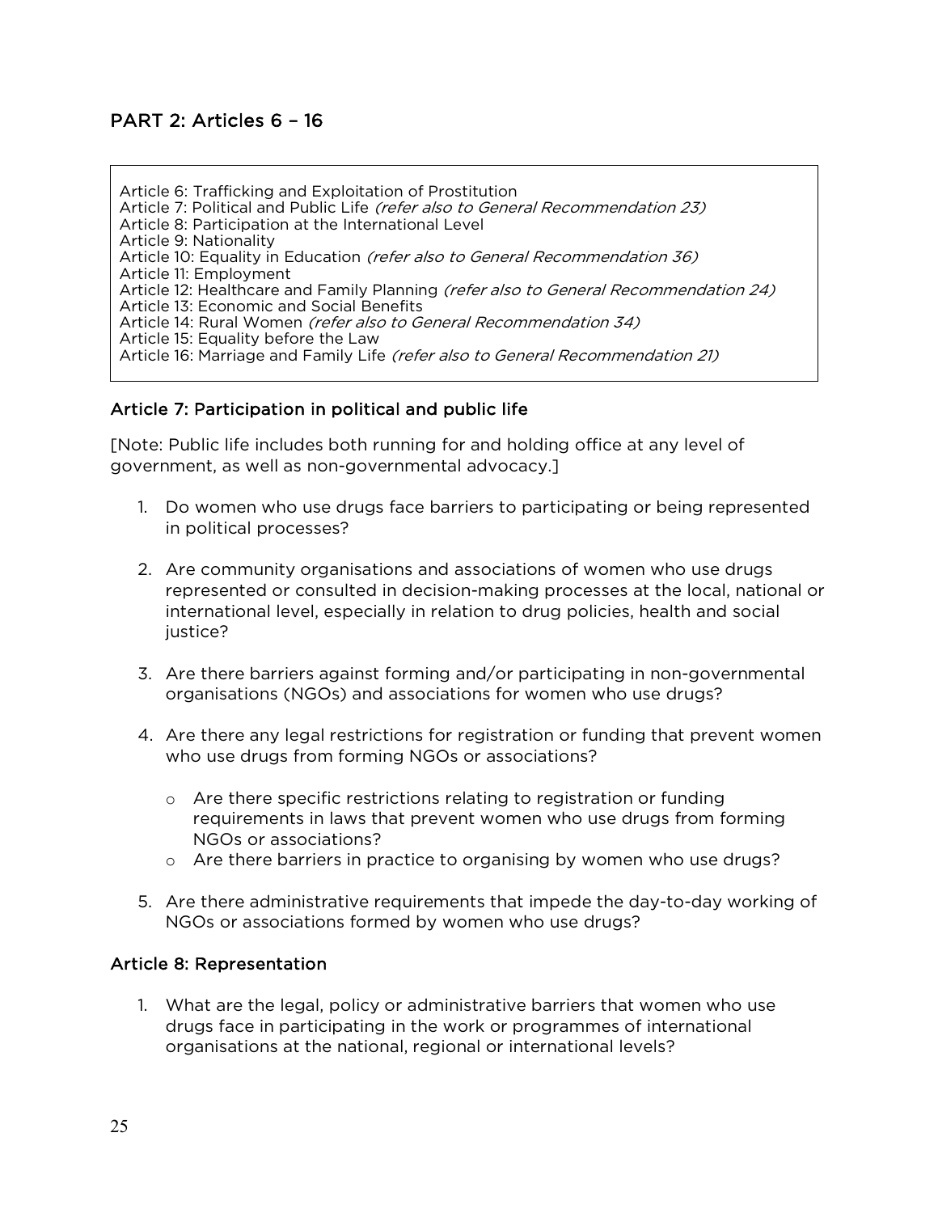## PART 2: Articles 6 – 16

Article 6: Trafficking and Exploitation of Prostitution
Article 7: Political and Public Life *(refer also to General Recommendation 23)*
Article 8: Participation at the International Level
Article 9: Nationality
Article 10: Equality in Education *(refer also to General Recommendation 36)*
Article 11: Employment
Article 12: Healthcare and Family Planning *(refer also to General Recommendation 24)*
Article 13: Economic and Social Benefits
Article 14: Rural Women *(refer also to General Recommendation 34)*
Article 15: Equality before the Law
Article 16: Marriage and Family Life *(refer also to General Recommendation 21)*

### Article 7: Participation in political and public life

[Note: Public life includes both running for and holding office at any level of government, as well as non-governmental advocacy.]

1. Do women who use drugs face barriers to participating or being represented in political processes?

2. Are community organisations and associations of women who use drugs represented or consulted in decision-making processes at the local, national or international level, especially in relation to drug policies, health and social justice?

3. Are there barriers against forming and/or participating in non-governmental organisations (NGOs) and associations for women who use drugs?

4. Are there any legal restrictions for registration or funding that prevent women who use drugs from forming NGOs or associations?
   - Are there specific restrictions relating to registration or funding requirements in laws that prevent women who use drugs from forming NGOs or associations?
   - Are there barriers in practice to organising by women who use drugs?

5. Are there administrative requirements that impede the day-to-day working of NGOs or associations formed by women who use drugs?

### Article 8: Representation

1. What are the legal, policy or administrative barriers that women who use drugs face in participating in the work or programmes of international organisations at the national, regional or international levels?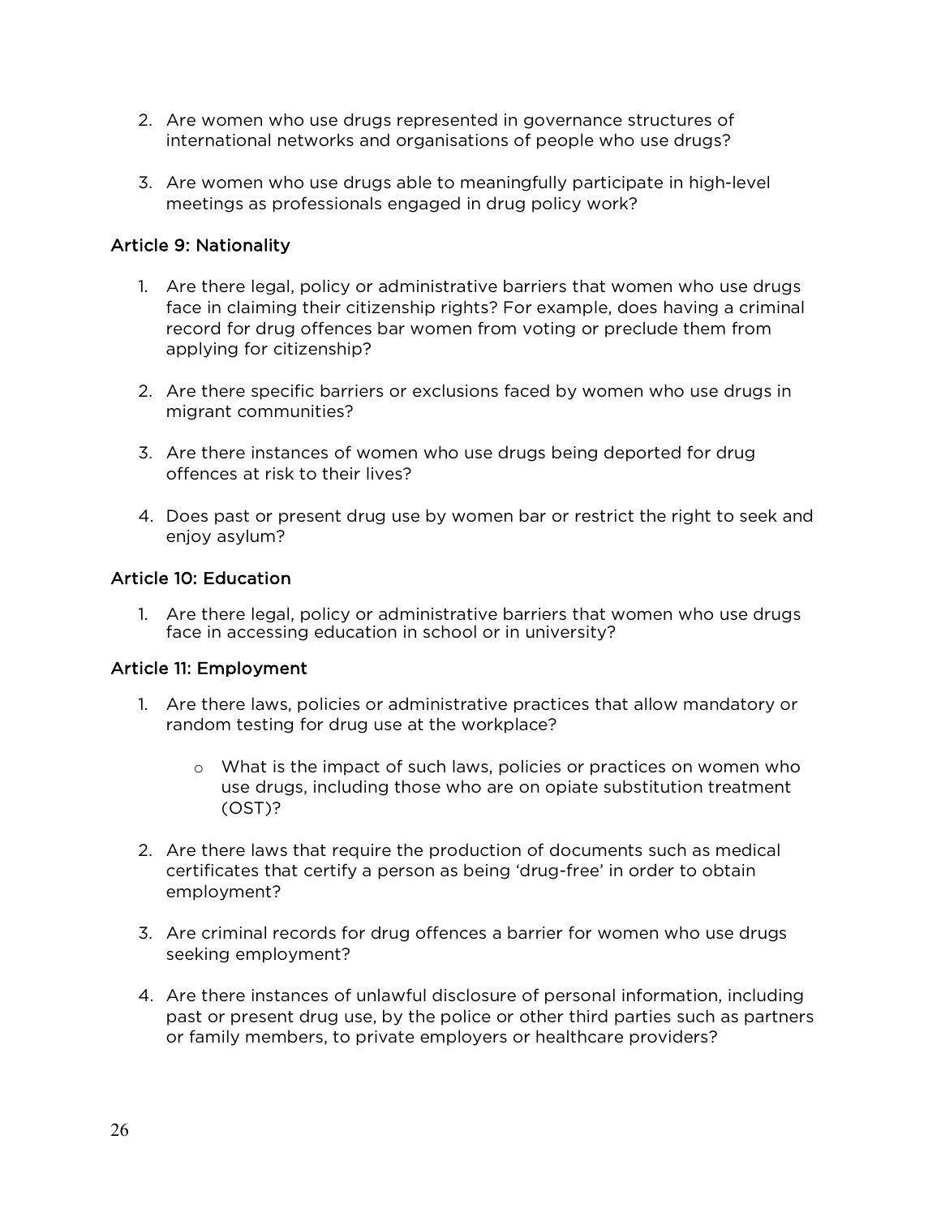2. Are women who use drugs represented in governance structures of international networks and organisations of people who use drugs?

3. Are women who use drugs able to meaningfully participate in high-level meetings as professionals engaged in drug policy work?

### Article 9: Nationality

1. Are there legal, policy or administrative barriers that women who use drugs face in claiming their citizenship rights? For example, does having a criminal record for drug offences bar women from voting or preclude them from applying for citizenship?

2. Are there specific barriers or exclusions faced by women who use drugs in migrant communities?

3. Are there instances of women who use drugs being deported for drug offences at risk to their lives?

4. Does past or present drug use by women bar or restrict the right to seek and enjoy asylum?

### Article 10: Education

1. Are there legal, policy or administrative barriers that women who use drugs face in accessing education in school or in university?

### Article 11: Employment

1. Are there laws, policies or administrative practices that allow mandatory or random testing for drug use at the workplace?

   - What is the impact of such laws, policies or practices on women who use drugs, including those who are on opiate substitution treatment (OST)?

2. Are there laws that require the production of documents such as medical certificates that certify a person as being 'drug-free' in order to obtain employment?

3. Are criminal records for drug offences a barrier for women who use drugs seeking employment?

4. Are there instances of unlawful disclosure of personal information, including past or present drug use, by the police or other third parties such as partners or family members, to private employers or healthcare providers?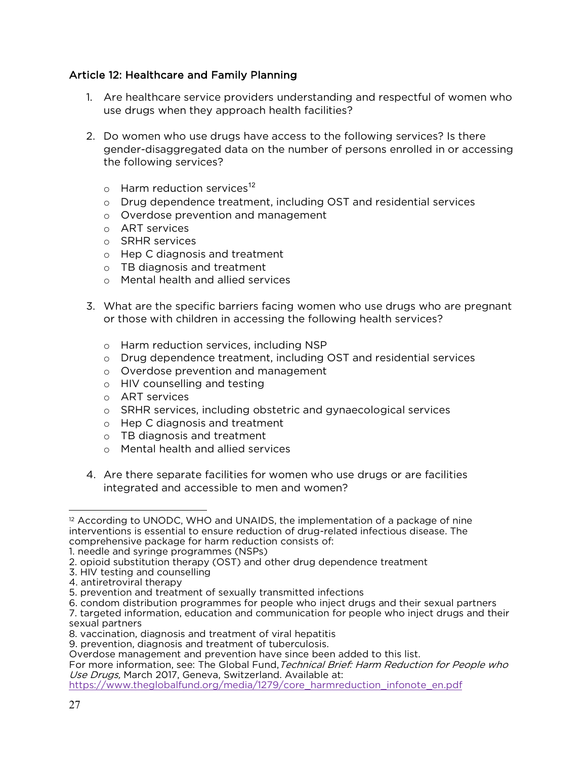### Article 12: Healthcare and Family Planning

1. Are healthcare service providers understanding and respectful of women who use drugs when they approach health facilities?

2. Do women who use drugs have access to the following services? Is there gender-disaggregated data on the number of persons enrolled in or accessing the following services?

   - Harm reduction services[12]
   - Drug dependence treatment, including OST and residential services
   - Overdose prevention and management
   - ART services
   - SRHR services
   - Hep C diagnosis and treatment
   - TB diagnosis and treatment
   - Mental health and allied services

3. What are the specific barriers facing women who use drugs who are pregnant or those with children in accessing the following health services?

   - Harm reduction services, including NSP
   - Drug dependence treatment, including OST and residential services
   - Overdose prevention and management
   - HIV counselling and testing
   - ART services
   - SRHR services, including obstetric and gynaecological services
   - Hep C diagnosis and treatment
   - TB diagnosis and treatment
   - Mental health and allied services

4. Are there separate facilities for women who use drugs or are facilities integrated and accessible to men and women?

---

[12] According to UNODC, WHO and UNAIDS, the implementation of a package of nine interventions is essential to ensure reduction of drug-related infectious disease. The comprehensive package for harm reduction consists of:
1. needle and syringe programmes (NSPs)
2. opioid substitution therapy (OST) and other drug dependence treatment
3. HIV testing and counselling
4. antiretroviral therapy
5. prevention and treatment of sexually transmitted infections
6. condom distribution programmes for people who inject drugs and their sexual partners
7. targeted information, education and communication for people who inject drugs and their sexual partners
8. vaccination, diagnosis and treatment of viral hepatitis
9. prevention, diagnosis and treatment of tuberculosis.
Overdose management and prevention have since been added to this list.
For more information, see: The Global Fund, *Technical Brief: Harm Reduction for People who Use Drugs,* March 2017, Geneva, Switzerland. Available at: https://www.theglobalfund.org/media/1279/core_harmreduction_infonote_en.pdf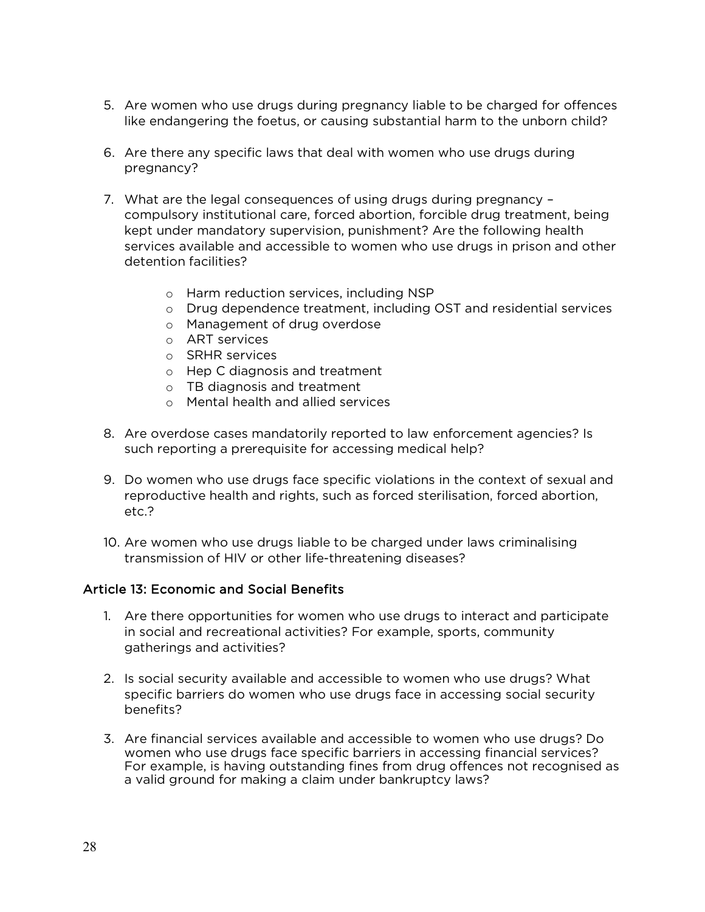5. Are women who use drugs during pregnancy liable to be charged for offences like endangering the foetus, or causing substantial harm to the unborn child?

6. Are there any specific laws that deal with women who use drugs during pregnancy?

7. What are the legal consequences of using drugs during pregnancy – compulsory institutional care, forced abortion, forcible drug treatment, being kept under mandatory supervision, punishment? Are the following health services available and accessible to women who use drugs in prison and other detention facilities?

    - Harm reduction services, including NSP
    - Drug dependence treatment, including OST and residential services
    - Management of drug overdose
    - ART services
    - SRHR services
    - Hep C diagnosis and treatment
    - TB diagnosis and treatment
    - Mental health and allied services

8. Are overdose cases mandatorily reported to law enforcement agencies? Is such reporting a prerequisite for accessing medical help?

9. Do women who use drugs face specific violations in the context of sexual and reproductive health and rights, such as forced sterilisation, forced abortion, etc.?

10. Are women who use drugs liable to be charged under laws criminalising transmission of HIV or other life-threatening diseases?

### Article 13: Economic and Social Benefits

1. Are there opportunities for women who use drugs to interact and participate in social and recreational activities? For example, sports, community gatherings and activities?

2. Is social security available and accessible to women who use drugs? What specific barriers do women who use drugs face in accessing social security benefits?

3. Are financial services available and accessible to women who use drugs? Do women who use drugs face specific barriers in accessing financial services? For example, is having outstanding fines from drug offences not recognised as a valid ground for making a claim under bankruptcy laws?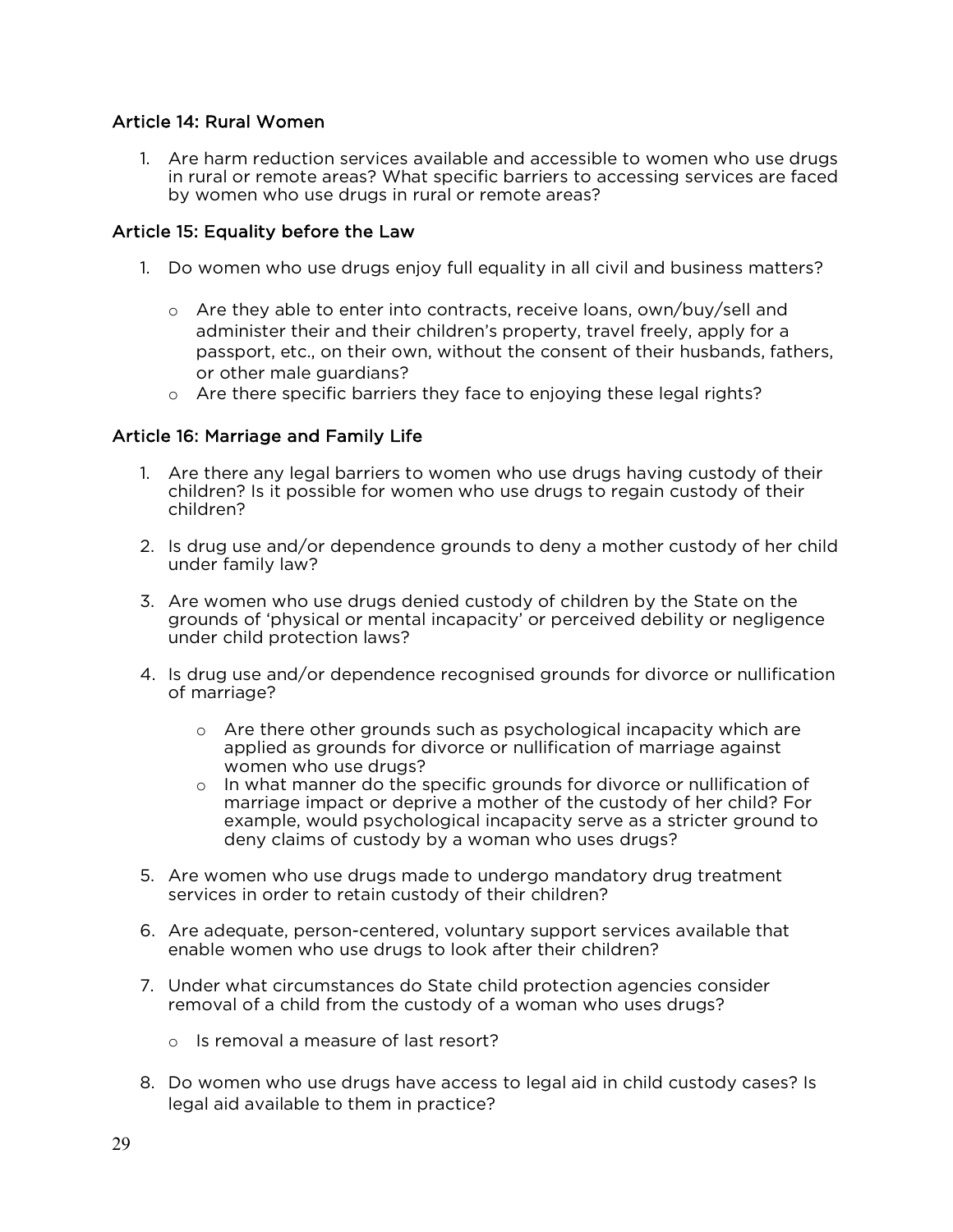### Article 14: Rural Women

1. Are harm reduction services available and accessible to women who use drugs in rural or remote areas? What specific barriers to accessing services are faced by women who use drugs in rural or remote areas?

### Article 15: Equality before the Law

1. Do women who use drugs enjoy full equality in all civil and business matters?
   - Are they able to enter into contracts, receive loans, own/buy/sell and administer their and their children's property, travel freely, apply for a passport, etc., on their own, without the consent of their husbands, fathers, or other male guardians?
   - Are there specific barriers they face to enjoying these legal rights?

### Article 16: Marriage and Family Life

1. Are there any legal barriers to women who use drugs having custody of their children? Is it possible for women who use drugs to regain custody of their children?

2. Is drug use and/or dependence grounds to deny a mother custody of her child under family law?

3. Are women who use drugs denied custody of children by the State on the grounds of 'physical or mental incapacity' or perceived debility or negligence under child protection laws?

4. Is drug use and/or dependence recognised grounds for divorce or nullification of marriage?
   - Are there other grounds such as psychological incapacity which are applied as grounds for divorce or nullification of marriage against women who use drugs?
   - In what manner do the specific grounds for divorce or nullification of marriage impact or deprive a mother of the custody of her child? For example, would psychological incapacity serve as a stricter ground to deny claims of custody by a woman who uses drugs?

5. Are women who use drugs made to undergo mandatory drug treatment services in order to retain custody of their children?

6. Are adequate, person-centered, voluntary support services available that enable women who use drugs to look after their children?

7. Under what circumstances do State child protection agencies consider removal of a child from the custody of a woman who uses drugs?
   - Is removal a measure of last resort?

8. Do women who use drugs have access to legal aid in child custody cases? Is legal aid available to them in practice?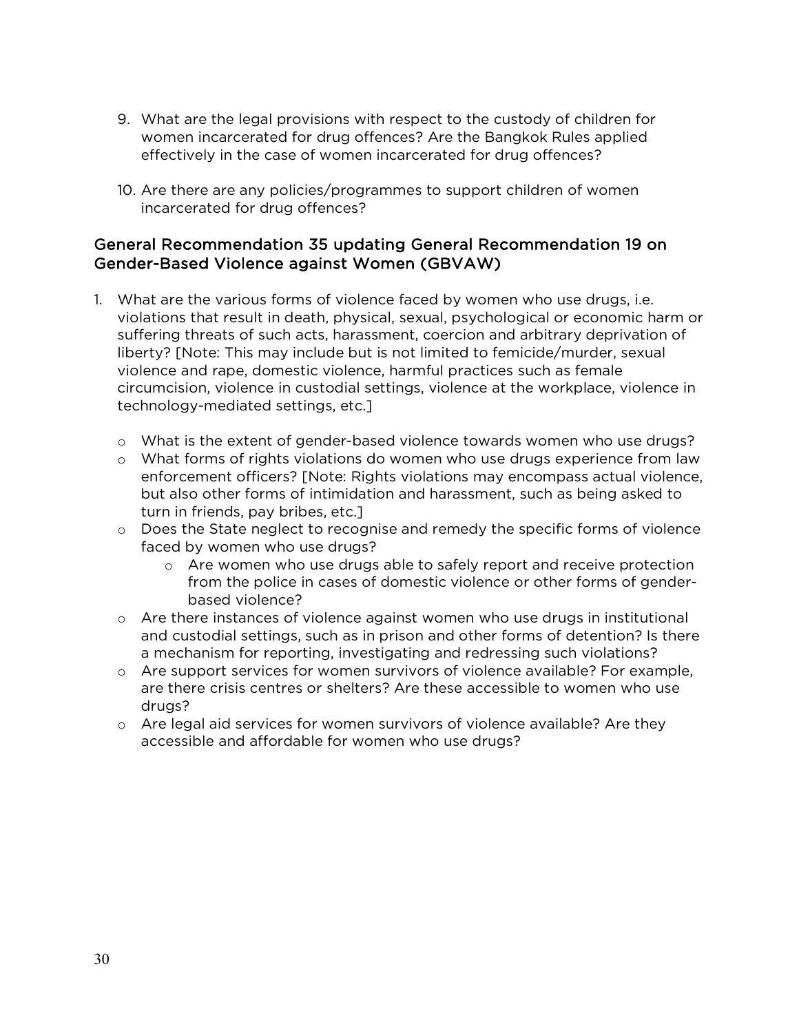9. What are the legal provisions with respect to the custody of children for women incarcerated for drug offences? Are the Bangkok Rules applied effectively in the case of women incarcerated for drug offences?

10. Are there are any policies/programmes to support children of women incarcerated for drug offences?

### General Recommendation 35 updating General Recommendation 19 on Gender-Based Violence against Women (GBVAW)

1. What are the various forms of violence faced by women who use drugs, i.e. violations that result in death, physical, sexual, psychological or economic harm or suffering threats of such acts, harassment, coercion and arbitrary deprivation of liberty? [Note: This may include but is not limited to femicide/murder, sexual violence and rape, domestic violence, harmful practices such as female circumcision, violence in custodial settings, violence at the workplace, violence in technology-mediated settings, etc.]

   - What is the extent of gender-based violence towards women who use drugs?
   - What forms of rights violations do women who use drugs experience from law enforcement officers? [Note: Rights violations may encompass actual violence, but also other forms of intimidation and harassment, such as being asked to turn in friends, pay bribes, etc.]
   - Does the State neglect to recognise and remedy the specific forms of violence faced by women who use drugs?
     - Are women who use drugs able to safely report and receive protection from the police in cases of domestic violence or other forms of gender-based violence?
   - Are there instances of violence against women who use drugs in institutional and custodial settings, such as in prison and other forms of detention? Is there a mechanism for reporting, investigating and redressing such violations?
   - Are support services for women survivors of violence available? For example, are there crisis centres or shelters? Are these accessible to women who use drugs?
   - Are legal aid services for women survivors of violence available? Are they accessible and affordable for women who use drugs?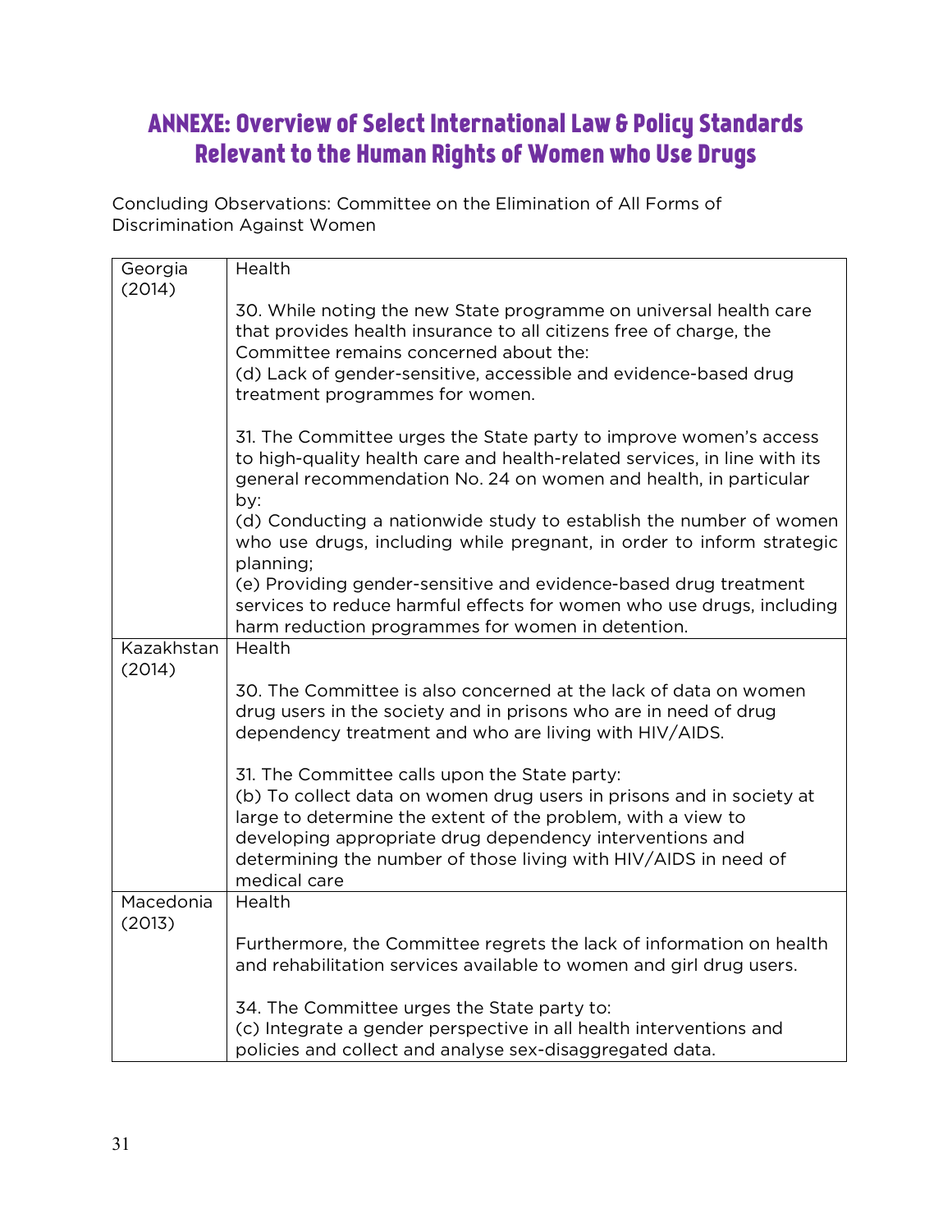# ANNEXE: Overview of Select International Law & Policy Standards Relevant to the Human Rights of Women who Use Drugs

Concluding Observations: Committee on the Elimination of All Forms of Discrimination Against Women

| | |
|---|---|
| Georgia (2014) | Health<br><br>30. While noting the new State programme on universal health care that provides health insurance to all citizens free of charge, the Committee remains concerned about the:<br>(d) Lack of gender-sensitive, accessible and evidence-based drug treatment programmes for women.<br><br>31. The Committee urges the State party to improve women's access to high-quality health care and health-related services, in line with its general recommendation No. 24 on women and health, in particular by:<br>(d) Conducting a nationwide study to establish the number of women who use drugs, including while pregnant, in order to inform strategic planning;<br>(e) Providing gender-sensitive and evidence-based drug treatment services to reduce harmful effects for women who use drugs, including harm reduction programmes for women in detention. |
| Kazakhstan (2014) | Health<br><br>30. The Committee is also concerned at the lack of data on women drug users in the society and in prisons who are in need of drug dependency treatment and who are living with HIV/AIDS.<br><br>31. The Committee calls upon the State party:<br>(b) To collect data on women drug users in prisons and in society at large to determine the extent of the problem, with a view to developing appropriate drug dependency interventions and determining the number of those living with HIV/AIDS in need of medical care |
| Macedonia (2013) | Health<br><br>Furthermore, the Committee regrets the lack of information on health and rehabilitation services available to women and girl drug users.<br><br>34. The Committee urges the State party to:<br>(c) Integrate a gender perspective in all health interventions and policies and collect and analyse sex-disaggregated data. |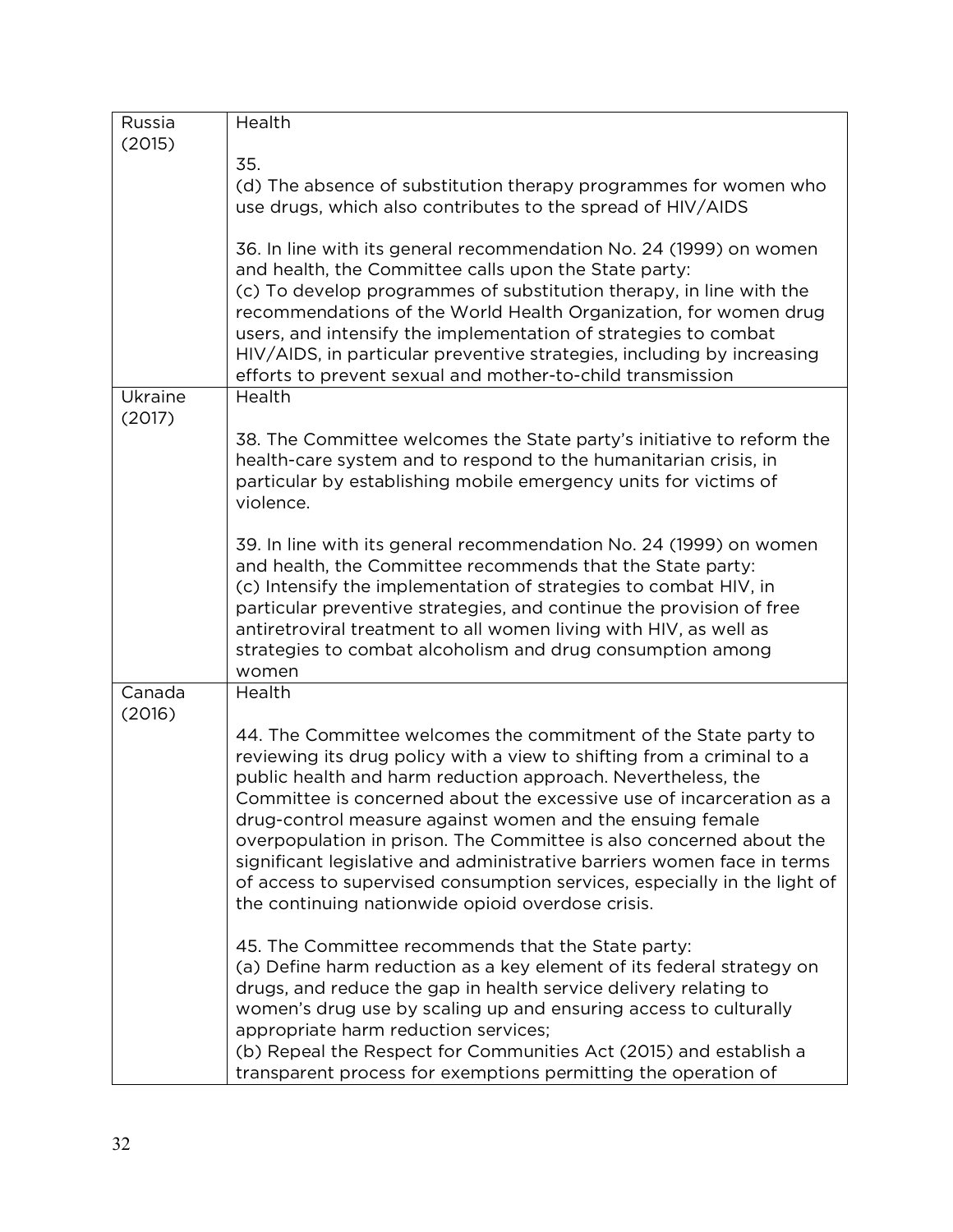| | |
|---|---|
| Russia (2015) | Health<br><br>35.<br>(d) The absence of substitution therapy programmes for women who use drugs, which also contributes to the spread of HIV/AIDS<br><br>36. In line with its general recommendation No. 24 (1999) on women and health, the Committee calls upon the State party:<br>(c) To develop programmes of substitution therapy, in line with the recommendations of the World Health Organization, for women drug users, and intensify the implementation of strategies to combat HIV/AIDS, in particular preventive strategies, including by increasing efforts to prevent sexual and mother-to-child transmission |
| Ukraine (2017) | Health<br><br>38. The Committee welcomes the State party's initiative to reform the health-care system and to respond to the humanitarian crisis, in particular by establishing mobile emergency units for victims of violence.<br><br>39. In line with its general recommendation No. 24 (1999) on women and health, the Committee recommends that the State party:<br>(c) Intensify the implementation of strategies to combat HIV, in particular preventive strategies, and continue the provision of free antiretroviral treatment to all women living with HIV, as well as strategies to combat alcoholism and drug consumption among women |
| Canada (2016) | Health<br><br>44. The Committee welcomes the commitment of the State party to reviewing its drug policy with a view to shifting from a criminal to a public health and harm reduction approach. Nevertheless, the Committee is concerned about the excessive use of incarceration as a drug-control measure against women and the ensuing female overpopulation in prison. The Committee is also concerned about the significant legislative and administrative barriers women face in terms of access to supervised consumption services, especially in the light of the continuing nationwide opioid overdose crisis.<br><br>45. The Committee recommends that the State party:<br>(a) Define harm reduction as a key element of its federal strategy on drugs, and reduce the gap in health service delivery relating to women's drug use by scaling up and ensuring access to culturally appropriate harm reduction services;<br>(b) Repeal the Respect for Communities Act (2015) and establish a transparent process for exemptions permitting the operation of |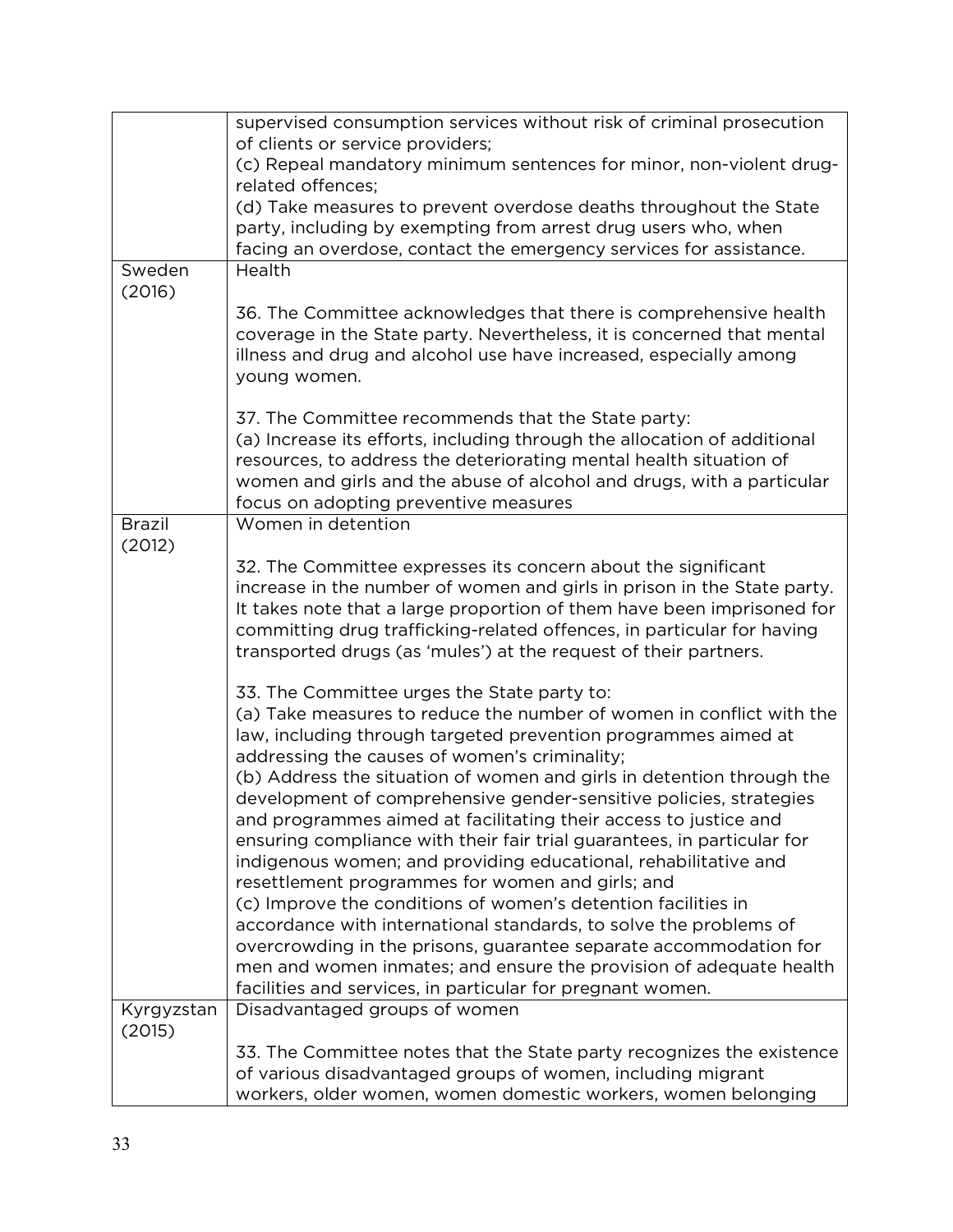| | |
|---|---|
| | supervised consumption services without risk of criminal prosecution of clients or service providers;<br>(c) Repeal mandatory minimum sentences for minor, non-violent drug-related offences;<br>(d) Take measures to prevent overdose deaths throughout the State party, including by exempting from arrest drug users who, when facing an overdose, contact the emergency services for assistance. |
| Sweden (2016) | Health<br><br>36. The Committee acknowledges that there is comprehensive health coverage in the State party. Nevertheless, it is concerned that mental illness and drug and alcohol use have increased, especially among young women.<br><br>37. The Committee recommends that the State party:<br>(a) Increase its efforts, including through the allocation of additional resources, to address the deteriorating mental health situation of women and girls and the abuse of alcohol and drugs, with a particular focus on adopting preventive measures |
| Brazil (2012) | Women in detention<br><br>32. The Committee expresses its concern about the significant increase in the number of women and girls in prison in the State party. It takes note that a large proportion of them have been imprisoned for committing drug trafficking-related offences, in particular for having transported drugs (as 'mules') at the request of their partners.<br><br>33. The Committee urges the State party to:<br>(a) Take measures to reduce the number of women in conflict with the law, including through targeted prevention programmes aimed at addressing the causes of women's criminality;<br>(b) Address the situation of women and girls in detention through the development of comprehensive gender-sensitive policies, strategies and programmes aimed at facilitating their access to justice and ensuring compliance with their fair trial guarantees, in particular for indigenous women; and providing educational, rehabilitative and resettlement programmes for women and girls; and<br>(c) Improve the conditions of women's detention facilities in accordance with international standards, to solve the problems of overcrowding in the prisons, guarantee separate accommodation for men and women inmates; and ensure the provision of adequate health facilities and services, in particular for pregnant women. |
| Kyrgyzstan (2015) | Disadvantaged groups of women<br><br>33. The Committee notes that the State party recognizes the existence of various disadvantaged groups of women, including migrant workers, older women, women domestic workers, women belonging |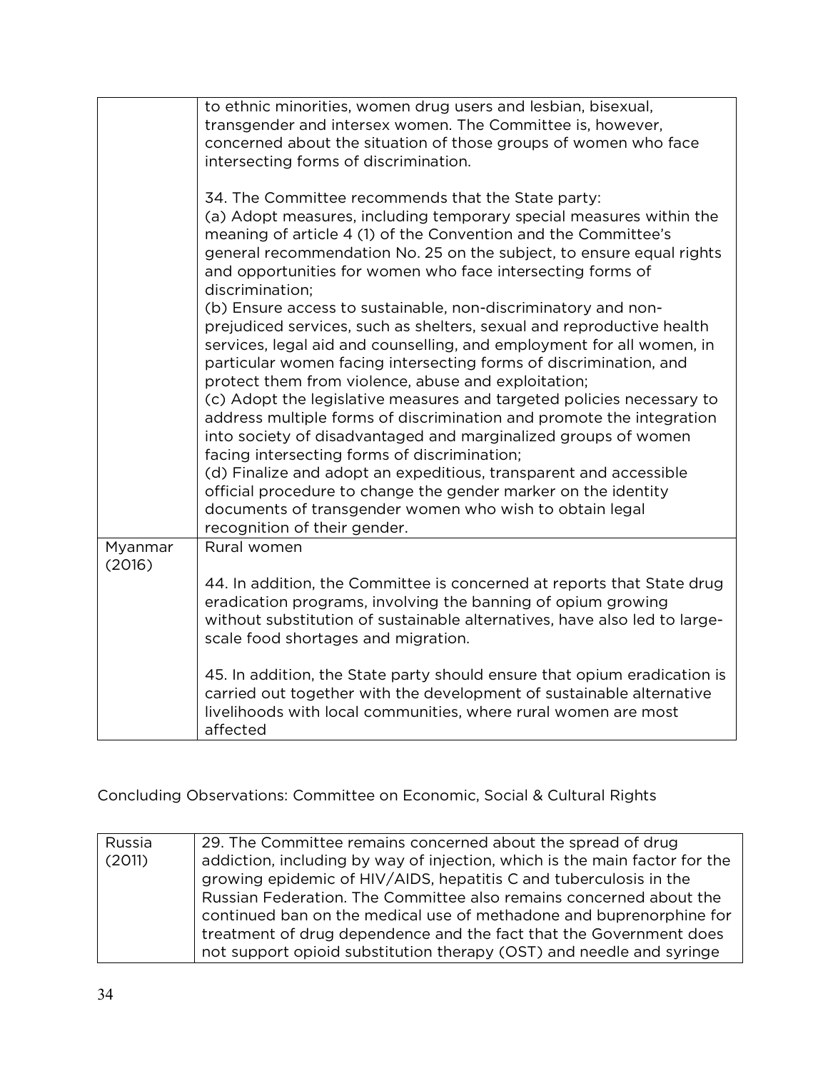| | |
|---|---|
| | to ethnic minorities, women drug users and lesbian, bisexual, transgender and intersex women. The Committee is, however, concerned about the situation of those groups of women who face intersecting forms of discrimination.<br><br>34. The Committee recommends that the State party:<br>(a) Adopt measures, including temporary special measures within the meaning of article 4 (1) of the Convention and the Committee's general recommendation No. 25 on the subject, to ensure equal rights and opportunities for women who face intersecting forms of discrimination;<br>(b) Ensure access to sustainable, non-discriminatory and non-prejudiced services, such as shelters, sexual and reproductive health services, legal aid and counselling, and employment for all women, in particular women facing intersecting forms of discrimination, and protect them from violence, abuse and exploitation;<br>(c) Adopt the legislative measures and targeted policies necessary to address multiple forms of discrimination and promote the integration into society of disadvantaged and marginalized groups of women facing intersecting forms of discrimination;<br>(d) Finalize and adopt an expeditious, transparent and accessible official procedure to change the gender marker on the identity documents of transgender women who wish to obtain legal recognition of their gender. |
| Myanmar (2016) | Rural women<br><br>44. In addition, the Committee is concerned at reports that State drug eradication programs, involving the banning of opium growing without substitution of sustainable alternatives, have also led to large-scale food shortages and migration.<br><br>45. In addition, the State party should ensure that opium eradication is carried out together with the development of sustainable alternative livelihoods with local communities, where rural women are most affected |

Concluding Observations: Committee on Economic, Social & Cultural Rights

| | |
|---|---|
| Russia (2011) | 29. The Committee remains concerned about the spread of drug addiction, including by way of injection, which is the main factor for the growing epidemic of HIV/AIDS, hepatitis C and tuberculosis in the Russian Federation. The Committee also remains concerned about the continued ban on the medical use of methadone and buprenorphine for treatment of drug dependence and the fact that the Government does not support opioid substitution therapy (OST) and needle and syringe |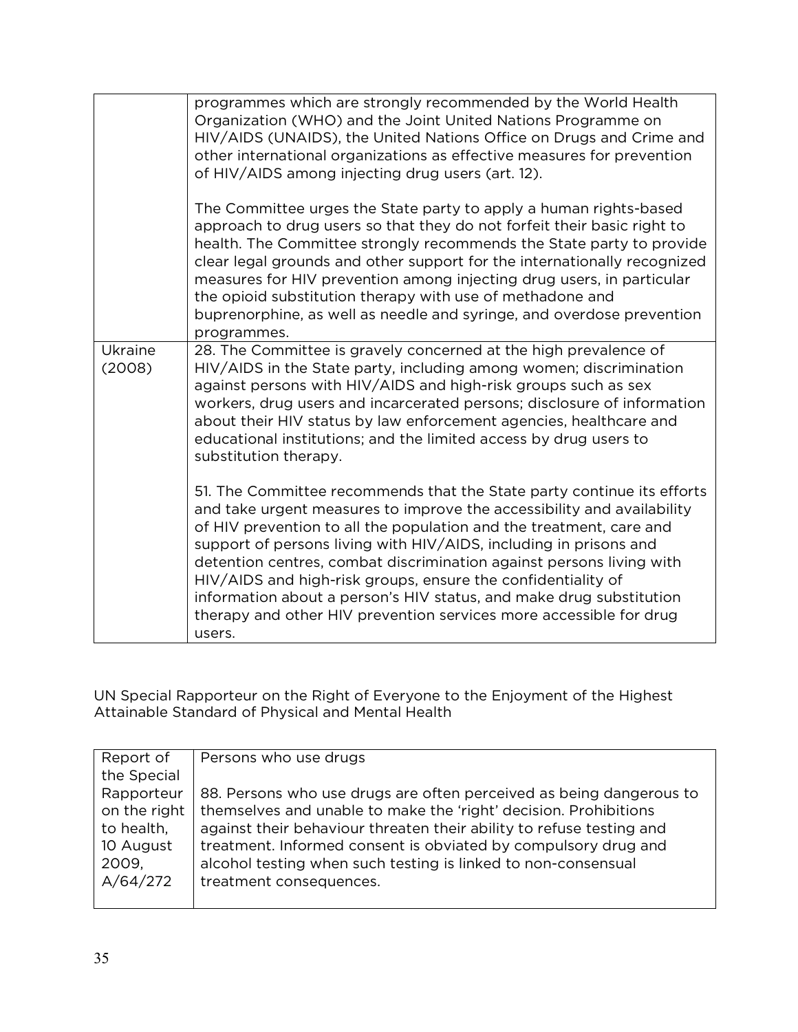| | |
|---|---|
| | programmes which are strongly recommended by the World Health Organization (WHO) and the Joint United Nations Programme on HIV/AIDS (UNAIDS), the United Nations Office on Drugs and Crime and other international organizations as effective measures for prevention of HIV/AIDS among injecting drug users (art. 12).<br><br>The Committee urges the State party to apply a human rights-based approach to drug users so that they do not forfeit their basic right to health. The Committee strongly recommends the State party to provide clear legal grounds and other support for the internationally recognized measures for HIV prevention among injecting drug users, in particular the opioid substitution therapy with use of methadone and buprenorphine, as well as needle and syringe, and overdose prevention programmes. |
| Ukraine (2008) | 28. The Committee is gravely concerned at the high prevalence of HIV/AIDS in the State party, including among women; discrimination against persons with HIV/AIDS and high-risk groups such as sex workers, drug users and incarcerated persons; disclosure of information about their HIV status by law enforcement agencies, healthcare and educational institutions; and the limited access by drug users to substitution therapy.<br><br>51. The Committee recommends that the State party continue its efforts and take urgent measures to improve the accessibility and availability of HIV prevention to all the population and the treatment, care and support of persons living with HIV/AIDS, including in prisons and detention centres, combat discrimination against persons living with HIV/AIDS and high-risk groups, ensure the confidentiality of information about a person's HIV status, and make drug substitution therapy and other HIV prevention services more accessible for drug users. |

UN Special Rapporteur on the Right of Everyone to the Enjoyment of the Highest Attainable Standard of Physical and Mental Health

| | |
|---|---|
| Report of the Special Rapporteur on the right to health, 10 August 2009, A/64/272 | Persons who use drugs<br><br>88. Persons who use drugs are often perceived as being dangerous to themselves and unable to make the 'right' decision. Prohibitions against their behaviour threaten their ability to refuse testing and treatment. Informed consent is obviated by compulsory drug and alcohol testing when such testing is linked to non-consensual treatment consequences. |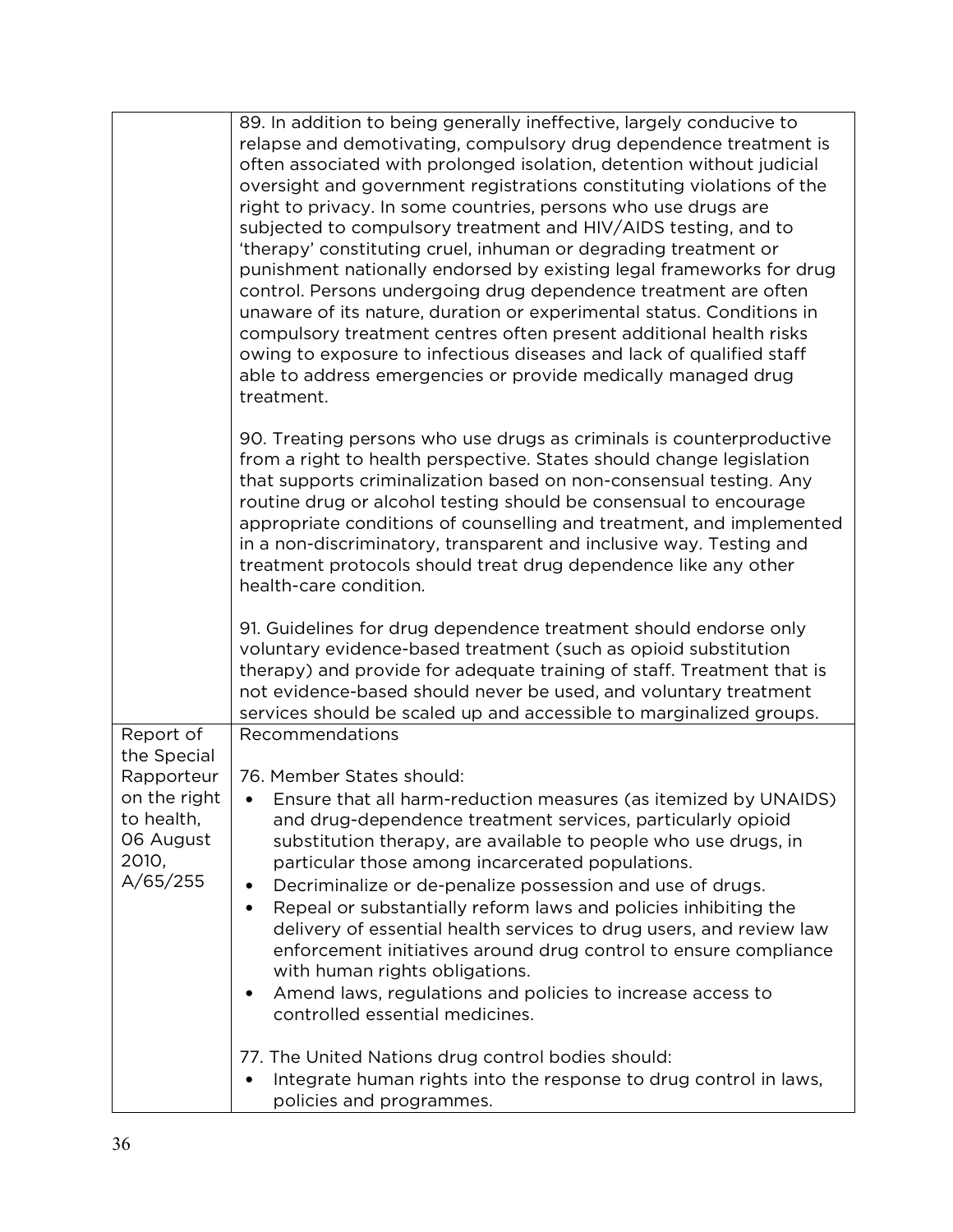| | |
|---|---|
| | 89. In addition to being generally ineffective, largely conducive to relapse and demotivating, compulsory drug dependence treatment is often associated with prolonged isolation, detention without judicial oversight and government registrations constituting violations of the right to privacy. In some countries, persons who use drugs are subjected to compulsory treatment and HIV/AIDS testing, and to 'therapy' constituting cruel, inhuman or degrading treatment or punishment nationally endorsed by existing legal frameworks for drug control. Persons undergoing drug dependence treatment are often unaware of its nature, duration or experimental status. Conditions in compulsory treatment centres often present additional health risks owing to exposure to infectious diseases and lack of qualified staff able to address emergencies or provide medically managed drug treatment.<br><br>90. Treating persons who use drugs as criminals is counterproductive from a right to health perspective. States should change legislation that supports criminalization based on non-consensual testing. Any routine drug or alcohol testing should be consensual to encourage appropriate conditions of counselling and treatment, and implemented in a non-discriminatory, transparent and inclusive way. Testing and treatment protocols should treat drug dependence like any other health-care condition.<br><br>91. Guidelines for drug dependence treatment should endorse only voluntary evidence-based treatment (such as opioid substitution therapy) and provide for adequate training of staff. Treatment that is not evidence-based should never be used, and voluntary treatment services should be scaled up and accessible to marginalized groups. |
| Report of the Special Rapporteur on the right to health, 06 August 2010, A/65/255 | Recommendations<br><br>76. Member States should:<br>• Ensure that all harm-reduction measures (as itemized by UNAIDS) and drug-dependence treatment services, particularly opioid substitution therapy, are available to people who use drugs, in particular those among incarcerated populations.<br>• Decriminalize or de-penalize possession and use of drugs.<br>• Repeal or substantially reform laws and policies inhibiting the delivery of essential health services to drug users, and review law enforcement initiatives around drug control to ensure compliance with human rights obligations.<br>• Amend laws, regulations and policies to increase access to controlled essential medicines.<br><br>77. The United Nations drug control bodies should:<br>• Integrate human rights into the response to drug control in laws, policies and programmes. |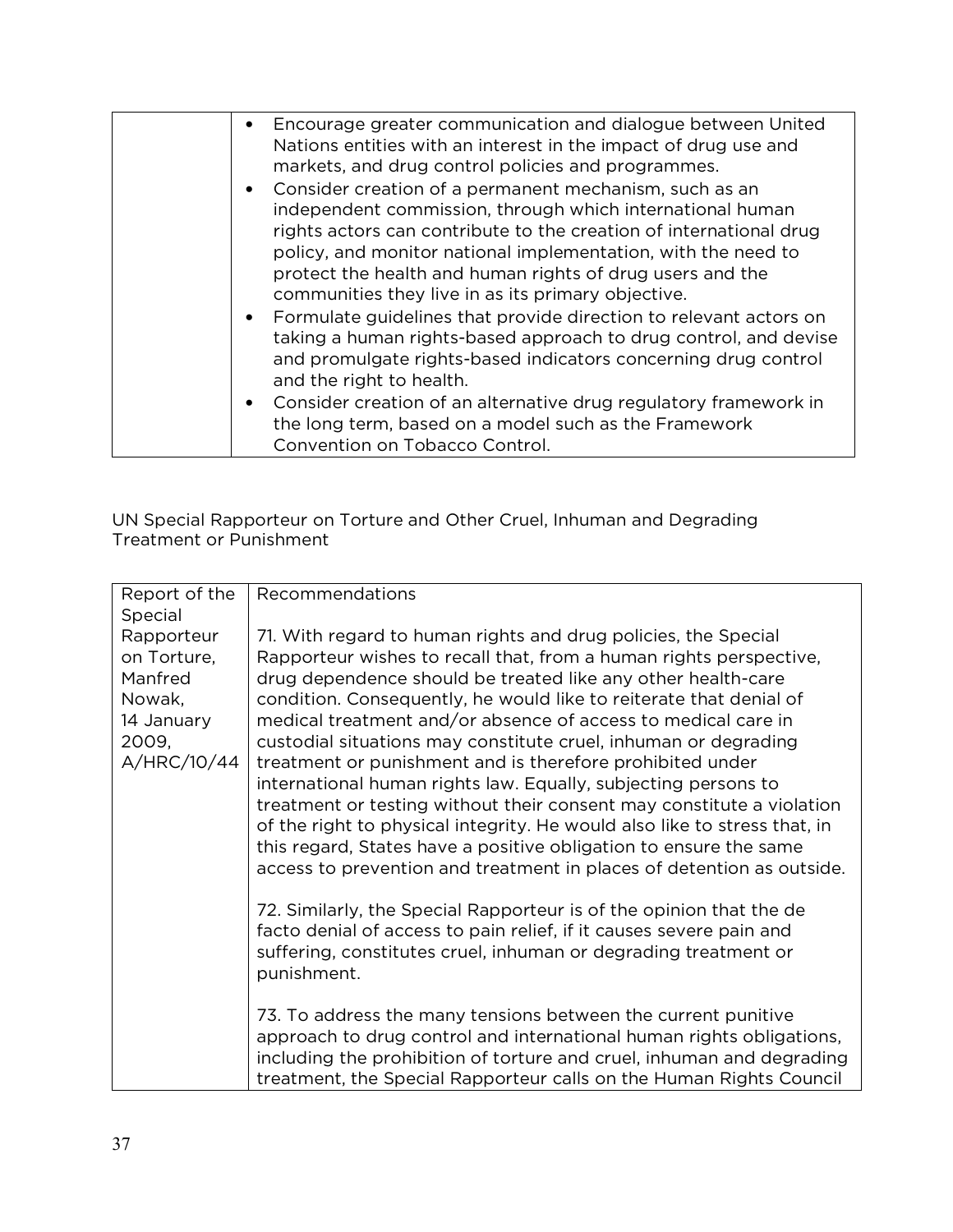| | |
|---|---|
| | • Encourage greater communication and dialogue between United Nations entities with an interest in the impact of drug use and markets, and drug control policies and programmes.<br>• Consider creation of a permanent mechanism, such as an independent commission, through which international human rights actors can contribute to the creation of international drug policy, and monitor national implementation, with the need to protect the health and human rights of drug users and the communities they live in as its primary objective.<br>• Formulate guidelines that provide direction to relevant actors on taking a human rights-based approach to drug control, and devise and promulgate rights-based indicators concerning drug control and the right to health.<br>• Consider creation of an alternative drug regulatory framework in the long term, based on a model such as the Framework Convention on Tobacco Control. |

UN Special Rapporteur on Torture and Other Cruel, Inhuman and Degrading Treatment or Punishment

| Report of the Special Rapporteur on Torture, Manfred Nowak, 14 January 2009, A/HRC/10/44 | Recommendations<br><br>71. With regard to human rights and drug policies, the Special Rapporteur wishes to recall that, from a human rights perspective, drug dependence should be treated like any other health-care condition. Consequently, he would like to reiterate that denial of medical treatment and/or absence of access to medical care in custodial situations may constitute cruel, inhuman or degrading treatment or punishment and is therefore prohibited under international human rights law. Equally, subjecting persons to treatment or testing without their consent may constitute a violation of the right to physical integrity. He would also like to stress that, in this regard, States have a positive obligation to ensure the same access to prevention and treatment in places of detention as outside.<br><br>72. Similarly, the Special Rapporteur is of the opinion that the de facto denial of access to pain relief, if it causes severe pain and suffering, constitutes cruel, inhuman or degrading treatment or punishment.<br><br>73. To address the many tensions between the current punitive approach to drug control and international human rights obligations, including the prohibition of torture and cruel, inhuman and degrading treatment, the Special Rapporteur calls on the Human Rights Council |
|---|---|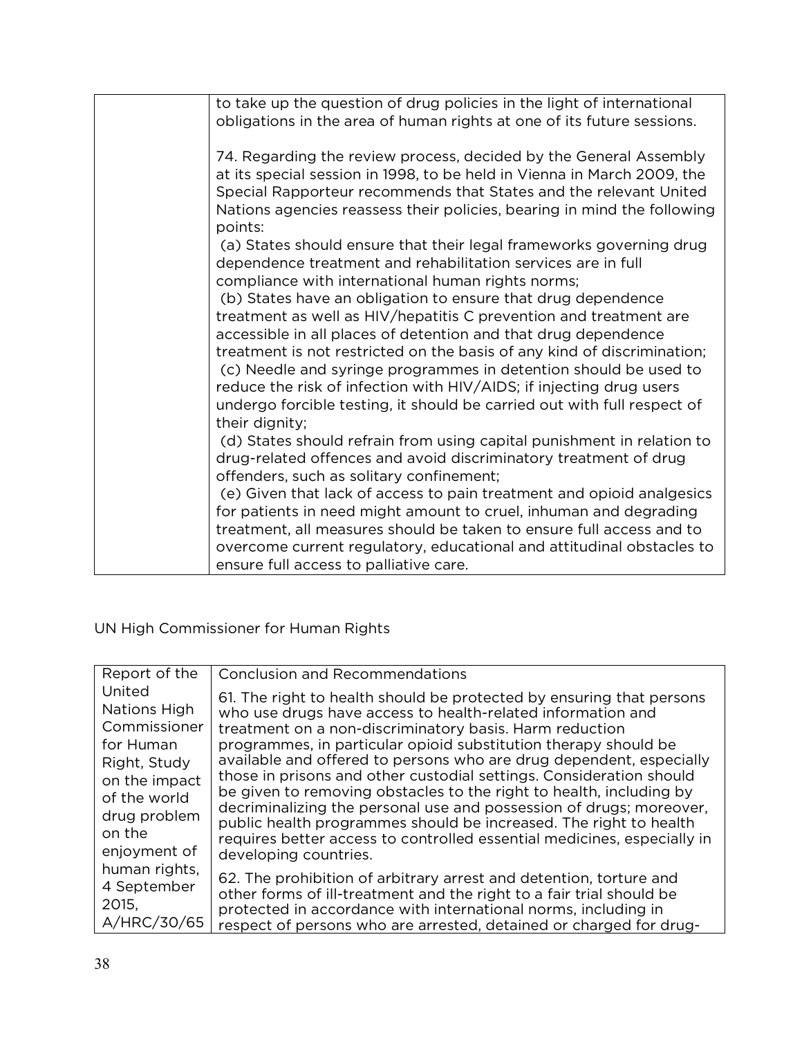| | to take up the question of drug policies in the light of international obligations in the area of human rights at one of its future sessions.<br><br>74. Regarding the review process, decided by the General Assembly at its special session in 1998, to be held in Vienna in March 2009, the Special Rapporteur recommends that States and the relevant United Nations agencies reassess their policies, bearing in mind the following points:<br>(a) States should ensure that their legal frameworks governing drug dependence treatment and rehabilitation services are in full compliance with international human rights norms;<br>(b) States have an obligation to ensure that drug dependence treatment as well as HIV/hepatitis C prevention and treatment are accessible in all places of detention and that drug dependence treatment is not restricted on the basis of any kind of discrimination;<br>(c) Needle and syringe programmes in detention should be used to reduce the risk of infection with HIV/AIDS; if injecting drug users undergo forcible testing, it should be carried out with full respect of their dignity;<br>(d) States should refrain from using capital punishment in relation to drug-related offences and avoid discriminatory treatment of drug offenders, such as solitary confinement;<br>(e) Given that lack of access to pain treatment and opioid analgesics for patients in need might amount to cruel, inhuman and degrading treatment, all measures should be taken to ensure full access and to overcome current regulatory, educational and attitudinal obstacles to ensure full access to palliative care. |
|---|---|

UN High Commissioner for Human Rights

| Report of the United Nations High Commissioner for Human Right, Study on the impact of the world drug problem on the enjoyment of human rights, 4 September 2015, A/HRC/30/65 | Conclusion and Recommendations<br><br>61. The right to health should be protected by ensuring that persons who use drugs have access to health-related information and treatment on a non-discriminatory basis. Harm reduction programmes, in particular opioid substitution therapy should be available and offered to persons who are drug dependent, especially those in prisons and other custodial settings. Consideration should be given to removing obstacles to the right to health, including by decriminalizing the personal use and possession of drugs; moreover, public health programmes should be increased. The right to health requires better access to controlled essential medicines, especially in developing countries.<br><br>62. The prohibition of arbitrary arrest and detention, torture and other forms of ill-treatment and the right to a fair trial should be protected in accordance with international norms, including in respect of persons who are arrested, detained or charged for drug- |
|---|---|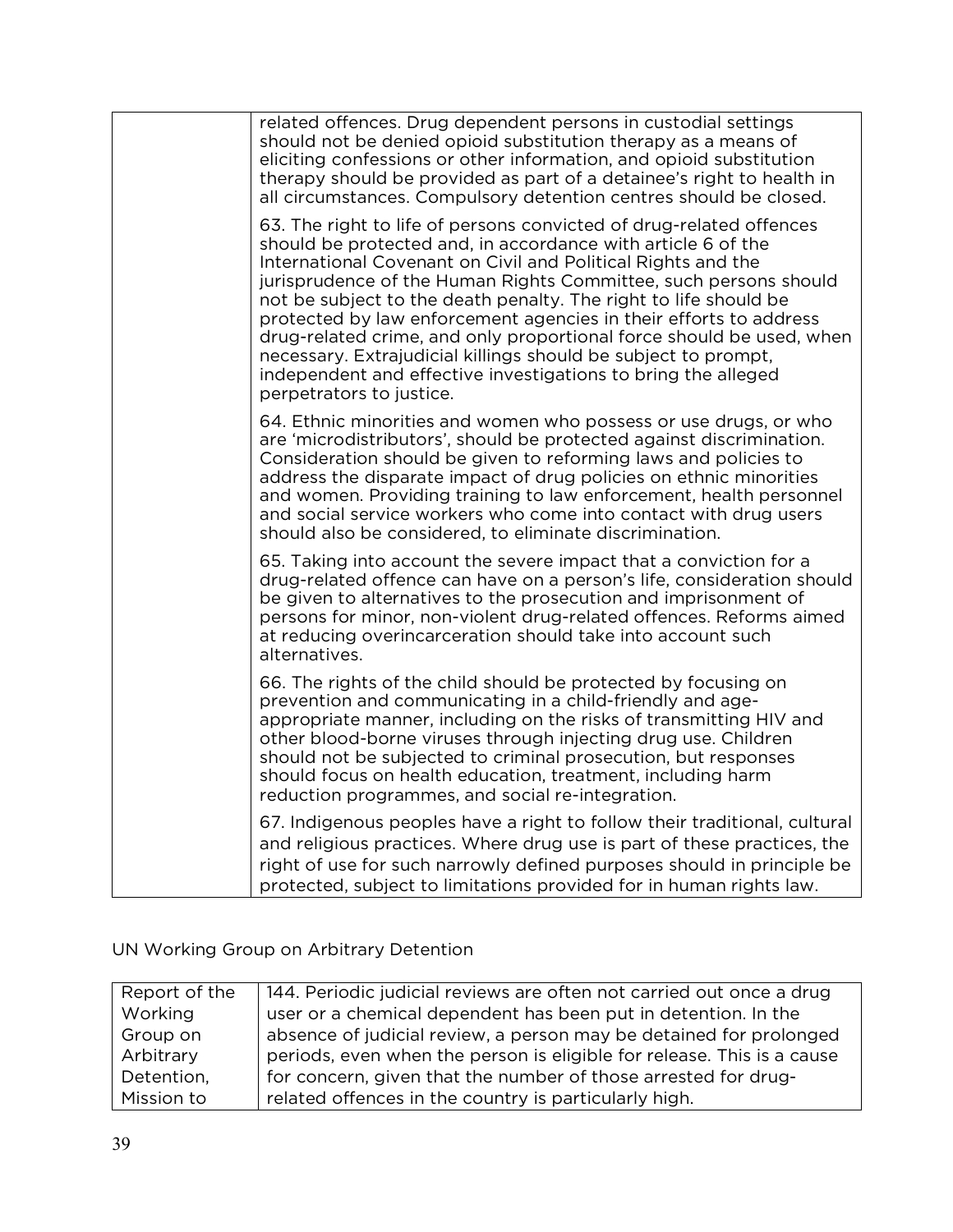| | |
|---|---|
| | related offences. Drug dependent persons in custodial settings should not be denied opioid substitution therapy as a means of eliciting confessions or other information, and opioid substitution therapy should be provided as part of a detainee's right to health in all circumstances. Compulsory detention centres should be closed.<br><br>63. The right to life of persons convicted of drug-related offences should be protected and, in accordance with article 6 of the International Covenant on Civil and Political Rights and the jurisprudence of the Human Rights Committee, such persons should not be subject to the death penalty. The right to life should be protected by law enforcement agencies in their efforts to address drug-related crime, and only proportional force should be used, when necessary. Extrajudicial killings should be subject to prompt, independent and effective investigations to bring the alleged perpetrators to justice.<br><br>64. Ethnic minorities and women who possess or use drugs, or who are 'microdistributors', should be protected against discrimination. Consideration should be given to reforming laws and policies to address the disparate impact of drug policies on ethnic minorities and women. Providing training to law enforcement, health personnel and social service workers who come into contact with drug users should also be considered, to eliminate discrimination.<br><br>65. Taking into account the severe impact that a conviction for a drug-related offence can have on a person's life, consideration should be given to alternatives to the prosecution and imprisonment of persons for minor, non-violent drug-related offences. Reforms aimed at reducing overincarceration should take into account such alternatives.<br><br>66. The rights of the child should be protected by focusing on prevention and communicating in a child-friendly and age-appropriate manner, including on the risks of transmitting HIV and other blood-borne viruses through injecting drug use. Children should not be subjected to criminal prosecution, but responses should focus on health education, treatment, including harm reduction programmes, and social re-integration.<br><br>67. Indigenous peoples have a right to follow their traditional, cultural and religious practices. Where drug use is part of these practices, the right of use for such narrowly defined purposes should in principle be protected, subject to limitations provided for in human rights law. |

UN Working Group on Arbitrary Detention

| | |
|---|---|
| Report of the Working Group on Arbitrary Detention, Mission to | 144. Periodic judicial reviews are often not carried out once a drug user or a chemical dependent has been put in detention. In the absence of judicial review, a person may be detained for prolonged periods, even when the person is eligible for release. This is a cause for concern, given that the number of those arrested for drug-related offences in the country is particularly high. |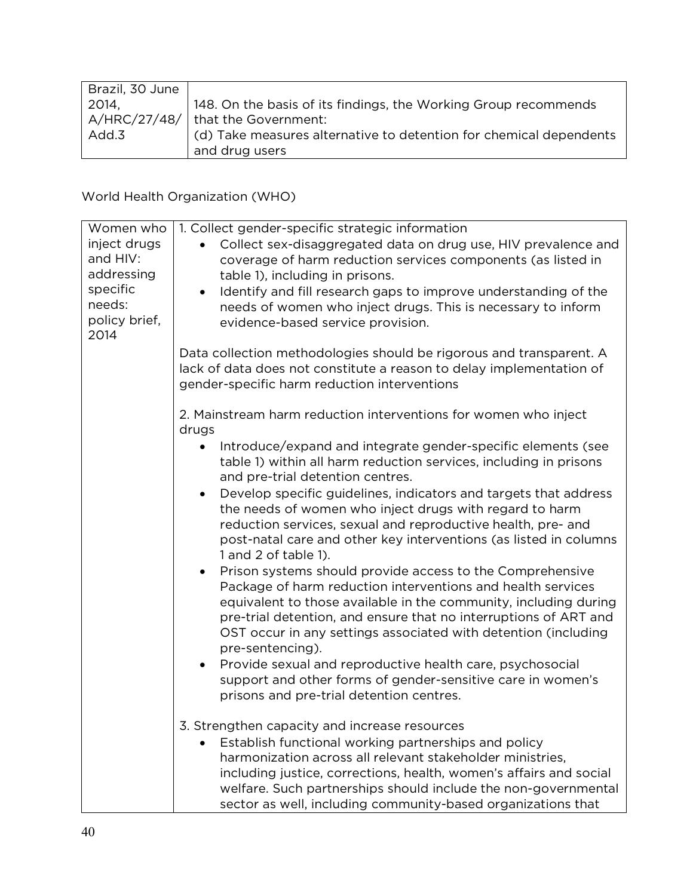| Brazil, 30 June 2014, A/HRC/27/48/ Add.3 | 148. On the basis of its findings, the Working Group recommends that the Government:<br>(d) Take measures alternative to detention for chemical dependents and drug users |
|---|---|

World Health Organization (WHO)

| Women who inject drugs and HIV: addressing specific needs: policy brief, 2014 | 1. Collect gender-specific strategic information<br>• Collect sex-disaggregated data on drug use, HIV prevalence and coverage of harm reduction services components (as listed in table 1), including in prisons.<br>• Identify and fill research gaps to improve understanding of the needs of women who inject drugs. This is necessary to inform evidence-based service provision.<br><br>Data collection methodologies should be rigorous and transparent. A lack of data does not constitute a reason to delay implementation of gender-specific harm reduction interventions<br><br>2. Mainstream harm reduction interventions for women who inject drugs<br>• Introduce/expand and integrate gender-specific elements (see table 1) within all harm reduction services, including in prisons and pre-trial detention centres.<br>• Develop specific guidelines, indicators and targets that address the needs of women who inject drugs with regard to harm reduction services, sexual and reproductive health, pre- and post-natal care and other key interventions (as listed in columns 1 and 2 of table 1).<br>• Prison systems should provide access to the Comprehensive Package of harm reduction interventions and health services equivalent to those available in the community, including during pre-trial detention, and ensure that no interruptions of ART and OST occur in any settings associated with detention (including pre-sentencing).<br>• Provide sexual and reproductive health care, psychosocial support and other forms of gender-sensitive care in women's prisons and pre-trial detention centres.<br><br>3. Strengthen capacity and increase resources<br>• Establish functional working partnerships and policy harmonization across all relevant stakeholder ministries, including justice, corrections, health, women's affairs and social welfare. Such partnerships should include the non-governmental sector as well, including community-based organizations that |
|---|---|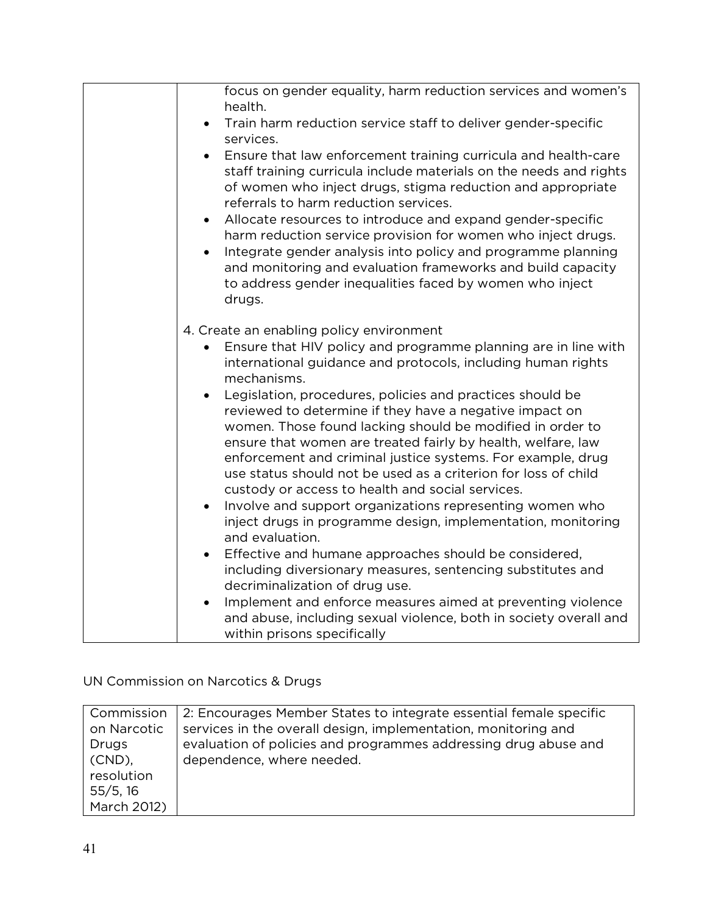| | |
|---|---|
| | focus on gender equality, harm reduction services and women's health.<br>• Train harm reduction service staff to deliver gender-specific services.<br>• Ensure that law enforcement training curricula and health-care staff training curricula include materials on the needs and rights of women who inject drugs, stigma reduction and appropriate referrals to harm reduction services.<br>• Allocate resources to introduce and expand gender-specific harm reduction service provision for women who inject drugs.<br>• Integrate gender analysis into policy and programme planning and monitoring and evaluation frameworks and build capacity to address gender inequalities faced by women who inject drugs.<br><br>4. Create an enabling policy environment<br>• Ensure that HIV policy and programme planning are in line with international guidance and protocols, including human rights mechanisms.<br>• Legislation, procedures, policies and practices should be reviewed to determine if they have a negative impact on women. Those found lacking should be modified in order to ensure that women are treated fairly by health, welfare, law enforcement and criminal justice systems. For example, drug use status should not be used as a criterion for loss of child custody or access to health and social services.<br>• Involve and support organizations representing women who inject drugs in programme design, implementation, monitoring and evaluation.<br>• Effective and humane approaches should be considered, including diversionary measures, sentencing substitutes and decriminalization of drug use.<br>• Implement and enforce measures aimed at preventing violence and abuse, including sexual violence, both in society overall and within prisons specifically |

UN Commission on Narcotics & Drugs

| | |
|---|---|
| Commission on Narcotic Drugs (CND), resolution 55/5, 16 March 2012) | 2: Encourages Member States to integrate essential female specific services in the overall design, implementation, monitoring and evaluation of policies and programmes addressing drug abuse and dependence, where needed. |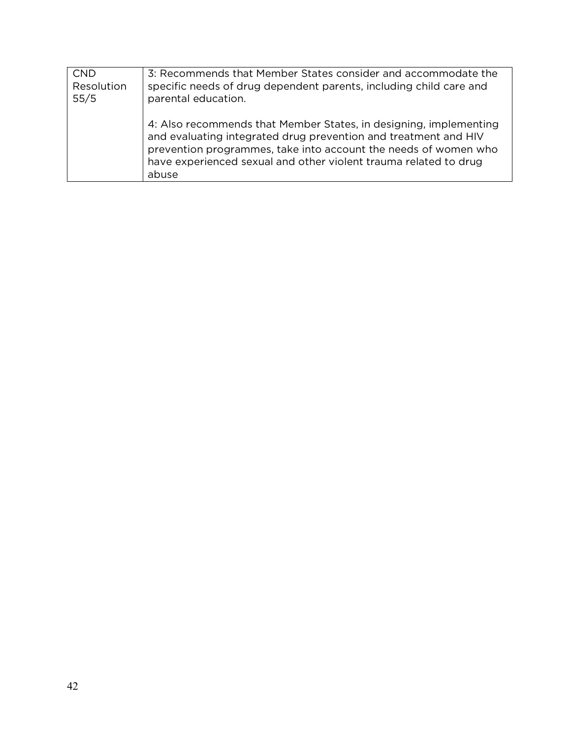| | |
|---|---|
| CND Resolution 55/5 | 3: Recommends that Member States consider and accommodate the specific needs of drug dependent parents, including child care and parental education.<br><br>4: Also recommends that Member States, in designing, implementing and evaluating integrated drug prevention and treatment and HIV prevention programmes, take into account the needs of women who have experienced sexual and other violent trauma related to drug abuse |